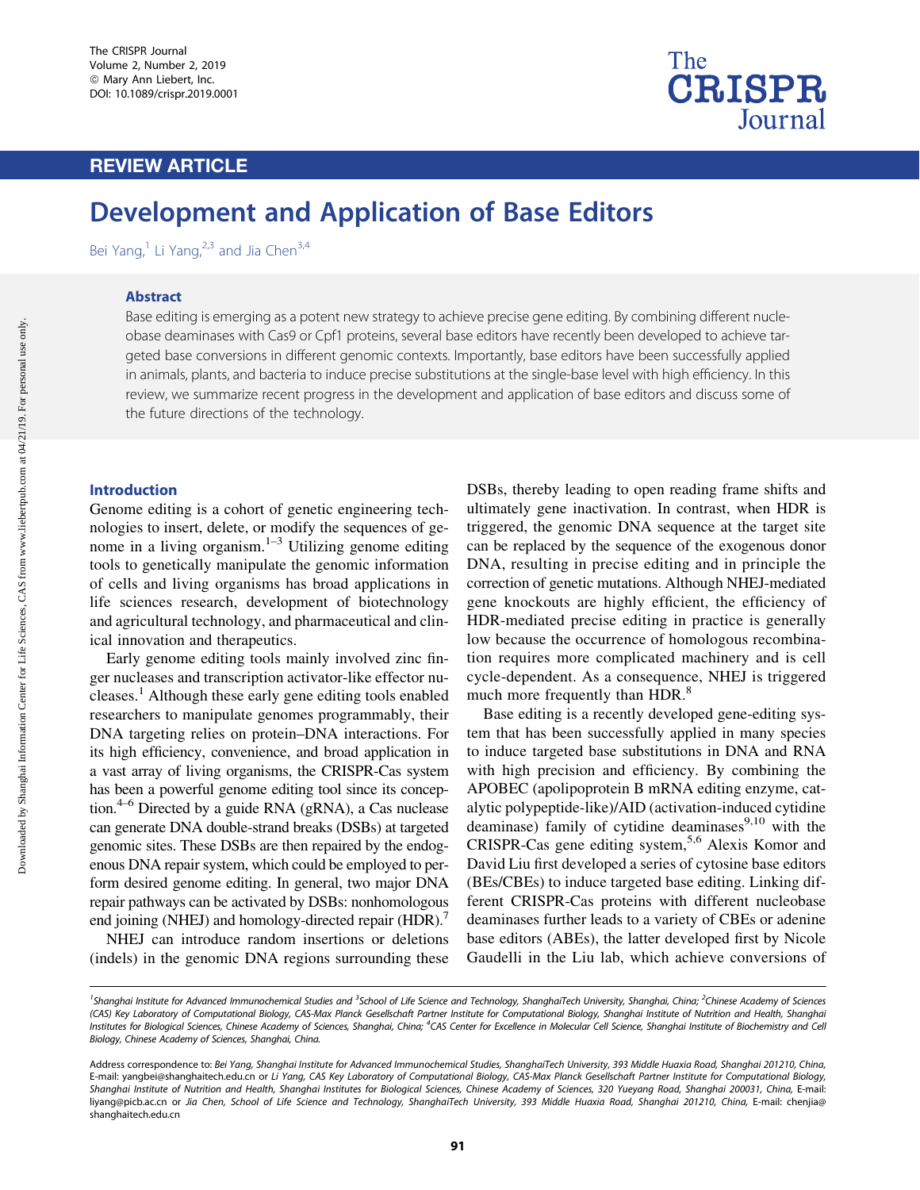## REVIEW ARTICLE

# Development and Application of Base Editors

Bei Yang,[1] Li Yang,[2,3] and Jia Chen[3,4]

### Abstract

Base editing is emerging as a potent new strategy to achieve precise gene editing. By combining different nucleobase deaminases with Cas9 or Cpf1 proteins, several base editors have recently been developed to achieve targeted base conversions in different genomic contexts. Importantly, base editors have been successfully applied in animals, plants, and bacteria to induce precise substitutions at the single-base level with high efficiency. In this review, we summarize recent progress in the development and application of base editors and discuss some of the future directions of the technology.

## Introduction

Genome editing is a cohort of genetic engineering technologies to insert, delete, or modify the sequences of genome in a living organism.[1–3] Utilizing genome editing tools to genetically manipulate the genomic information of cells and living organisms has broad applications in life sciences research, development of biotechnology and agricultural technology, and pharmaceutical and clinical innovation and therapeutics.

Early genome editing tools mainly involved zinc finger nucleases and transcription activator-like effector nucleases.[1] Although these early gene editing tools enabled researchers to manipulate genomes programmably, their DNA targeting relies on protein–DNA interactions. For its high efficiency, convenience, and broad application in a vast array of living organisms, the CRISPR-Cas system has been a powerful genome editing tool since its conception.[4–6] Directed by a guide RNA (gRNA), a Cas nuclease can generate DNA double-strand breaks (DSBs) at targeted genomic sites. These DSBs are then repaired by the endogenous DNA repair system, which could be employed to perform desired genome editing. In general, two major DNA repair pathways can be activated by DSBs: nonhomologous end joining (NHEJ) and homology-directed repair (HDR).[7]

NHEJ can introduce random insertions or deletions (indels) in the genomic DNA regions surrounding these DSBs, thereby leading to open reading frame shifts and ultimately gene inactivation. In contrast, when HDR is triggered, the genomic DNA sequence at the target site can be replaced by the sequence of the exogenous donor DNA, resulting in precise editing and in principle the correction of genetic mutations. Although NHEJ-mediated gene knockouts are highly efficient, the efficiency of HDR-mediated precise editing in practice is generally low because the occurrence of homologous recombination requires more complicated machinery and is cell cycle-dependent. As a consequence, NHEJ is triggered much more frequently than HDR.[8]

Base editing is a recently developed gene-editing system that has been successfully applied in many species to induce targeted base substitutions in DNA and RNA with high precision and efficiency. By combining the APOBEC (apolipoprotein B mRNA editing enzyme, catalytic polypeptide-like)/AID (activation-induced cytidine deaminase) family of cytidine deaminases[9,10] with the CRISPR-Cas gene editing system,[5,6] Alexis Komor and David Liu first developed a series of cytosine base editors (BEs/CBEs) to induce targeted base editing. Linking different CRISPR-Cas proteins with different nucleobase deaminases further leads to a variety of CBEs or adenine base editors (ABEs), the latter developed first by Nicole Gaudelli in the Liu lab, which achieve conversions of

---

[1]Shanghai Institute for Advanced Immunochemical Studies and [3]School of Life Science and Technology, ShanghaiTech University, Shanghai, China; [2]Chinese Academy of Sciences (CAS) Key Laboratory of Computational Biology, CAS-Max Planck Gesellschaft Partner Institute for Computational Biology, Shanghai Institute of Nutrition and Health, Shanghai Institutes for Biological Sciences, Chinese Academy of Sciences, Shanghai, China; [4]CAS Center for Excellence in Molecular Cell Science, Shanghai Institute of Biochemistry and Cell Biology, Chinese Academy of Sciences, Shanghai, China.

Address correspondence to: *Bei Yang, Shanghai Institute for Advanced Immunochemical Studies, ShanghaiTech University, 393 Middle Huaxia Road, Shanghai 201210, China,* E-mail: yangbei@shanghaitech.edu.cn or *Li Yang, CAS Key Laboratory of Computational Biology, CAS-Max Planck Gesellschaft Partner Institute for Computational Biology, Shanghai Institute of Nutrition and Health, Shanghai Institutes for Biological Sciences, Chinese Academy of Sciences, 320 Yueyang Road, Shanghai 200031, China,* E-mail: liyang@picb.ac.cn or *Jia Chen, School of Life Science and Technology, ShanghaiTech University, 393 Middle Huaxia Road, Shanghai 201210, China,* E-mail: chenjia@shanghaitech.edu.cn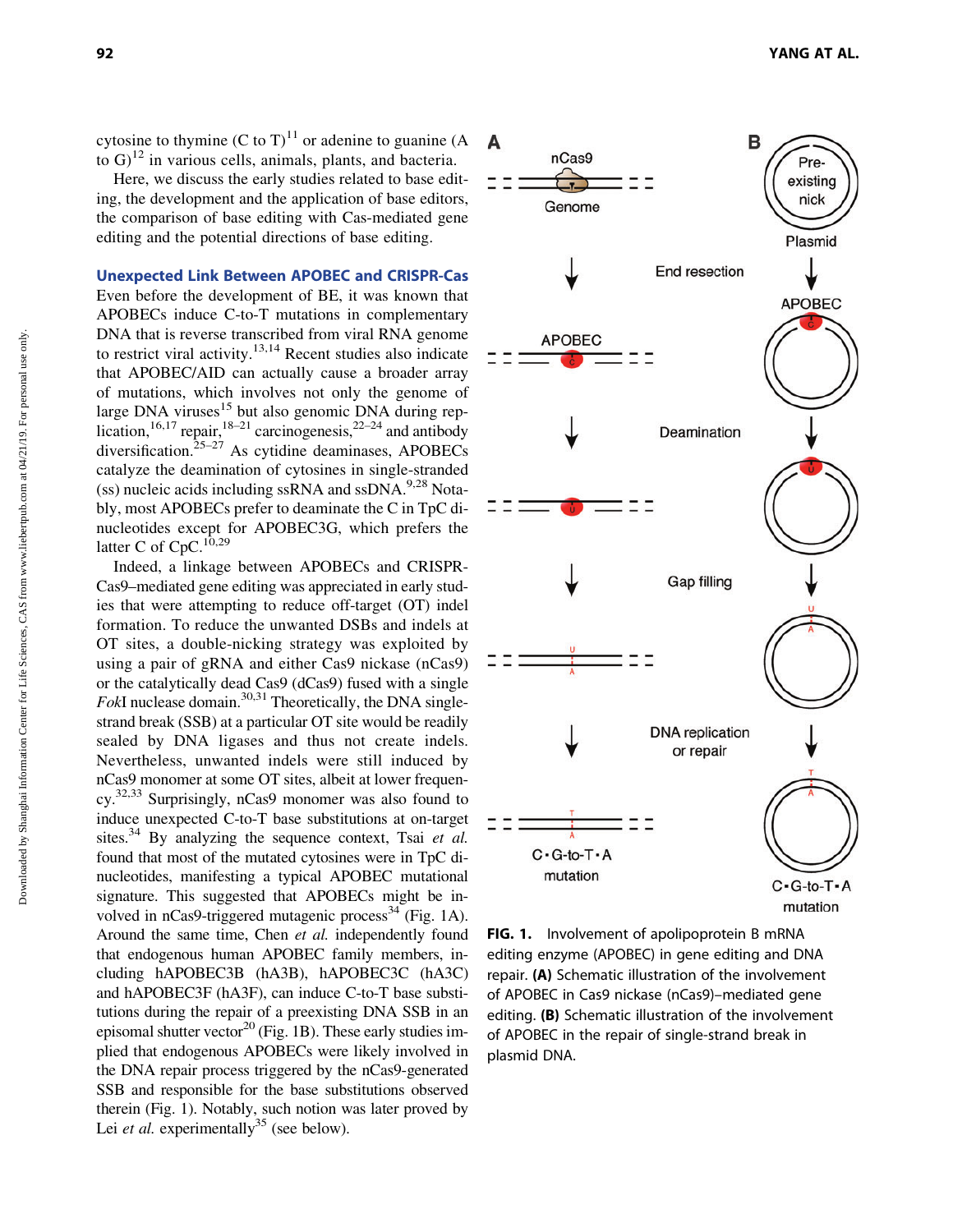cytosine to thymine (C to T)[11] or adenine to guanine (A to G)[12] in various cells, animals, plants, and bacteria.

Here, we discuss the early studies related to base editing, the development and the application of base editors, the comparison of base editing with Cas-mediated gene editing and the potential directions of base editing.

## Unexpected Link Between APOBEC and CRISPR-Cas

Even before the development of BE, it was known that APOBECs induce C-to-T mutations in complementary DNA that is reverse transcribed from viral RNA genome to restrict viral activity.[13,14] Recent studies also indicate that APOBEC/AID can actually cause a broader array of mutations, which involves not only the genome of large DNA viruses[15] but also genomic DNA during replication,[16,17] repair,[18–21] carcinogenesis,[22–24] and antibody diversification.[25–27] As cytidine deaminases, APOBECs catalyze the deamination of cytosines in single-stranded (ss) nucleic acids including ssRNA and ssDNA.[9,28] Notably, most APOBECs prefer to deaminate the C in TpC dinucleotides except for APOBEC3G, which prefers the latter C of CpC.[10,29]

Indeed, a linkage between APOBECs and CRISPR-Cas9–mediated gene editing was appreciated in early studies that were attempting to reduce off-target (OT) indel formation. To reduce the unwanted DSBs and indels at OT sites, a double-nicking strategy was exploited by using a pair of gRNA and either Cas9 nickase (nCas9) or the catalytically dead Cas9 (dCas9) fused with a single *Fok*I nuclease domain.[30,31] Theoretically, the DNA single-strand break (SSB) at a particular OT site would be readily sealed by DNA ligases and thus not create indels. Nevertheless, unwanted indels were still induced by nCas9 monomer at some OT sites, albeit at lower frequency.[32,33] Surprisingly, nCas9 monomer was also found to induce unexpected C-to-T base substitutions at on-target sites.[34] By analyzing the sequence context, Tsai *et al.* found that most of the mutated cytosines were in TpC dinucleotides, manifesting a typical APOBEC mutational signature. This suggested that APOBECs might be involved in nCas9-triggered mutagenic process[34] (Fig. 1A). Around the same time, Chen *et al.* independently found that endogenous human APOBEC family members, including hAPOBEC3B (hA3B), hAPOBEC3C (hA3C) and hAPOBEC3F (hA3F), can induce C-to-T base substitutions during the repair of a preexisting DNA SSB in an episomal shutter vector[20] (Fig. 1B). These early studies implied that endogenous APOBECs were likely involved in the DNA repair process triggered by the nCas9-generated SSB and responsible for the base substitutions observed therein (Fig. 1). Notably, such notion was later proved by Lei *et al.* experimentally[35] (see below).

**FIG. 1.** Involvement of apolipoprotein B mRNA editing enzyme (APOBEC) in gene editing and DNA repair. **(A)** Schematic illustration of the involvement of APOBEC in Cas9 nickase (nCas9)–mediated gene editing. **(B)** Schematic illustration of the involvement of APOBEC in the repair of single-strand break in plasmid DNA.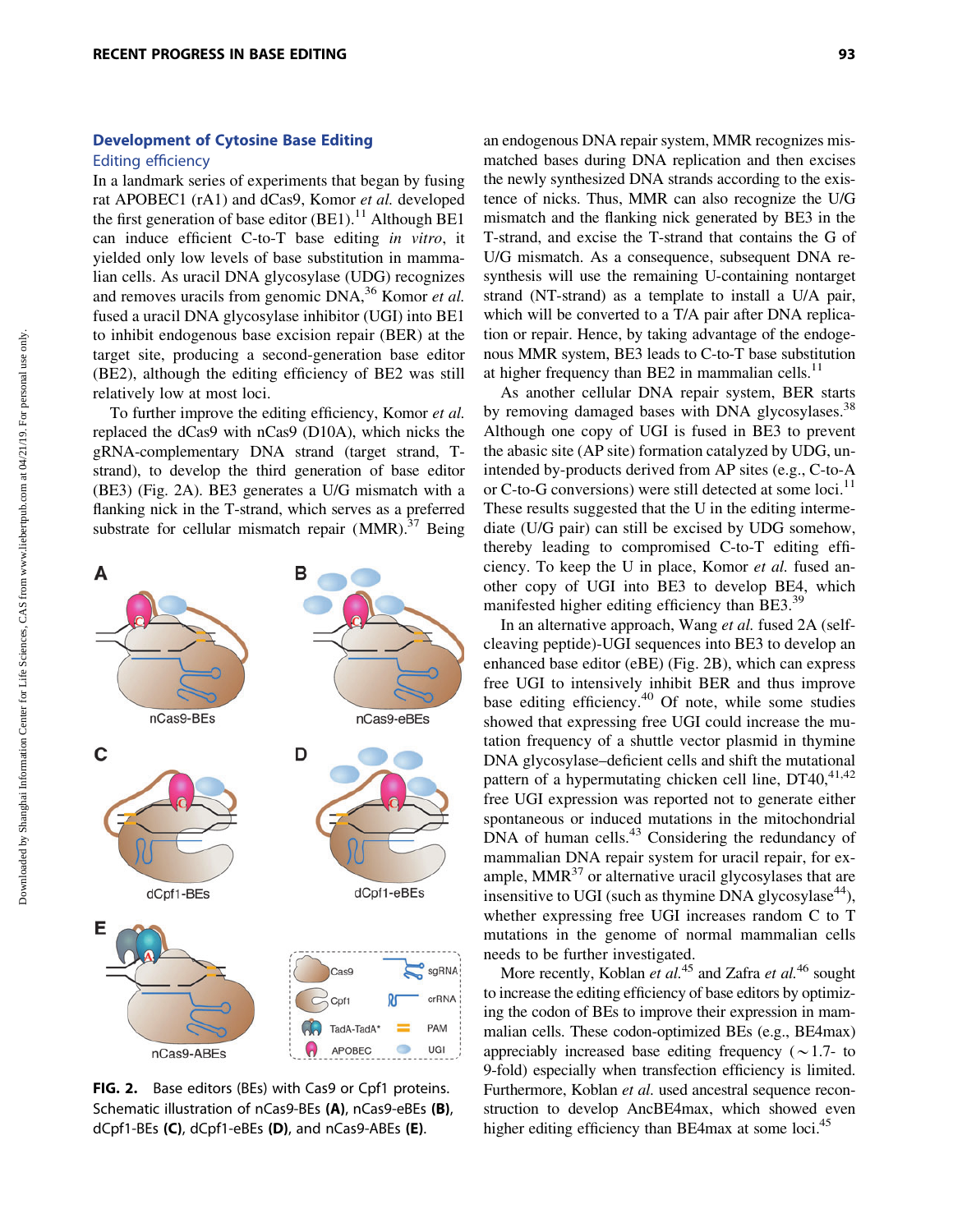## Development of Cytosine Base Editing

### Editing efficiency

In a landmark series of experiments that began by fusing rat APOBEC1 (rA1) and dCas9, Komor *et al.* developed the first generation of base editor (BE1).[11] Although BE1 can induce efficient C-to-T base editing *in vitro*, it yielded only low levels of base substitution in mammalian cells. As uracil DNA glycosylase (UDG) recognizes and removes uracils from genomic DNA,[36] Komor *et al.* fused a uracil DNA glycosylase inhibitor (UGI) into BE1 to inhibit endogenous base excision repair (BER) at the target site, producing a second-generation base editor (BE2), although the editing efficiency of BE2 was still relatively low at most loci.

To further improve the editing efficiency, Komor *et al.* replaced the dCas9 with nCas9 (D10A), which nicks the gRNA-complementary DNA strand (target strand, T-strand), to develop the third generation of base editor (BE3) (Fig. 2A). BE3 generates a U/G mismatch with a flanking nick in the T-strand, which serves as a preferred substrate for cellular mismatch repair (MMR).[37] Being an endogenous DNA repair system, MMR recognizes mismatched bases during DNA replication and then excises the newly synthesized DNA strands according to the existence of nicks. Thus, MMR can also recognize the U/G mismatch and the flanking nick generated by BE3 in the T-strand, and excise the T-strand that contains the G of U/G mismatch. As a consequence, subsequent DNA resynthesis will use the remaining U-containing nontarget strand (NT-strand) as a template to install a U/A pair, which will be converted to a T/A pair after DNA replication or repair. Hence, by taking advantage of the endogenous MMR system, BE3 leads to C-to-T base substitution at higher frequency than BE2 in mammalian cells.[11]

As another cellular DNA repair system, BER starts by removing damaged bases with DNA glycosylases.[38] Although one copy of UGI is fused in BE3 to prevent the abasic site (AP site) formation catalyzed by UDG, unintended by-products derived from AP sites (e.g., C-to-A or C-to-G conversions) were still detected at some loci.[11] These results suggested that the U in the editing intermediate (U/G pair) can still be excised by UDG somehow, thereby leading to compromised C-to-T editing efficiency. To keep the U in place, Komor *et al.* fused another copy of UGI into BE3 to develop BE4, which manifested higher editing efficiency than BE3.[39]

In an alternative approach, Wang *et al.* fused 2A (self-cleaving peptide)-UGI sequences into BE3 to develop an enhanced base editor (eBE) (Fig. 2B), which can express free UGI to intensively inhibit BER and thus improve base editing efficiency.[40] Of note, while some studies showed that expressing free UGI could increase the mutation frequency of a shuttle vector plasmid in thymine DNA glycosylase–deficient cells and shift the mutational pattern of a hypermutating chicken cell line, DT40,[41,42] free UGI expression was reported not to generate either spontaneous or induced mutations in the mitochondrial DNA of human cells.[43] Considering the redundancy of mammalian DNA repair system for uracil repair, for example, MMR[37] or alternative uracil glycosylases that are insensitive to UGI (such as thymine DNA glycosylase[44]), whether expressing free UGI increases random C to T mutations in the genome of normal mammalian cells needs to be further investigated.

More recently, Koblan *et al.*[45] and Zafra *et al.*[46] sought to increase the editing efficiency of base editors by optimizing the codon of BEs to improve their expression in mammalian cells. These codon-optimized BEs (e.g., BE4max) appreciably increased base editing frequency (~1.7- to 9-fold) especially when transfection efficiency is limited. Furthermore, Koblan *et al.* used ancestral sequence reconstruction to develop AncBE4max, which showed even higher editing efficiency than BE4max at some loci.[45]

**FIG. 2.** Base editors (BEs) with Cas9 or Cpf1 proteins. Schematic illustration of nCas9-BEs **(A)**, nCas9-eBEs **(B)**, dCpf1-BEs **(C)**, dCpf1-eBEs **(D)**, and nCas9-ABEs **(E)**.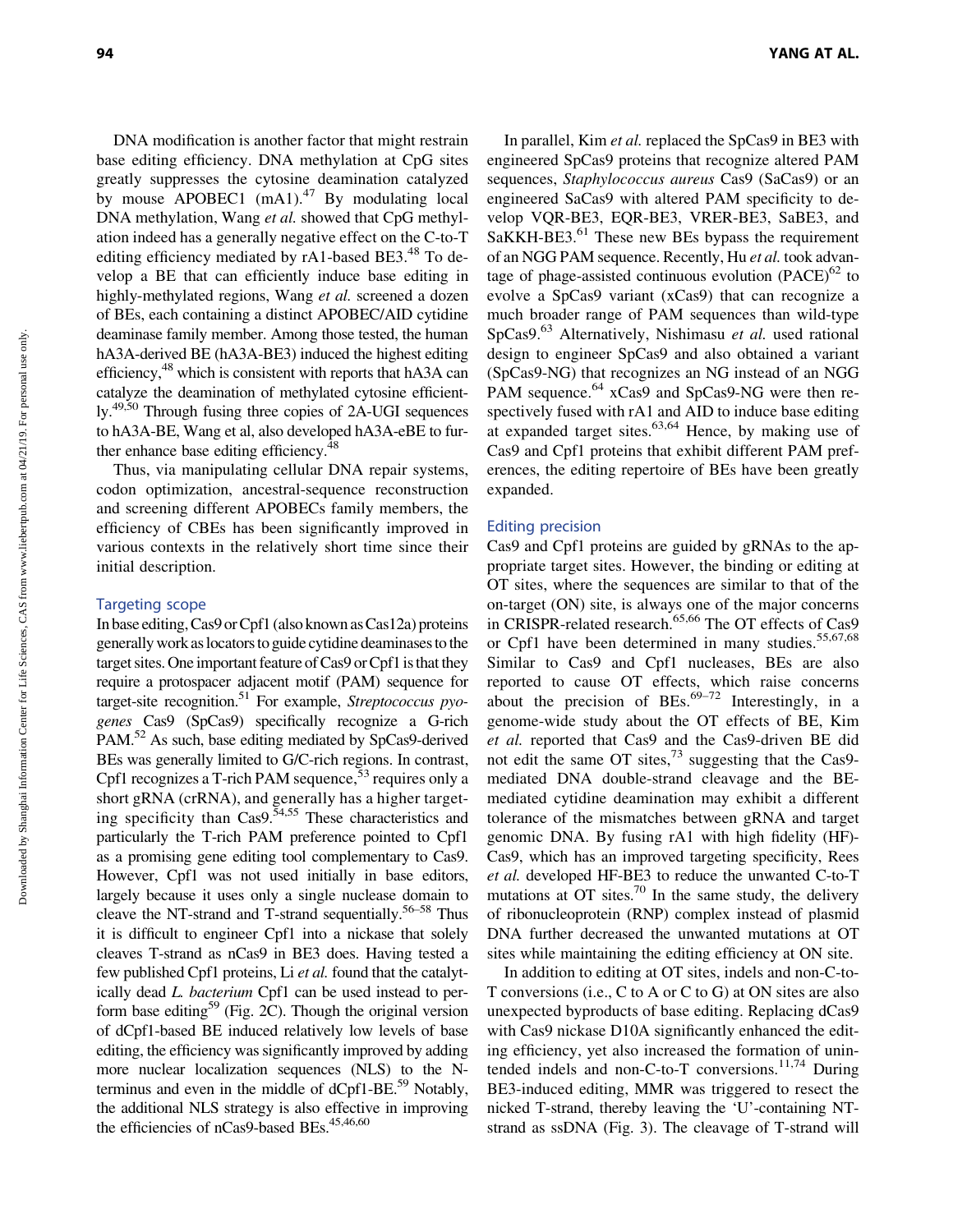DNA modification is another factor that might restrain base editing efficiency. DNA methylation at CpG sites greatly suppresses the cytosine deamination catalyzed by mouse APOBEC1 (mA1).[47] By modulating local DNA methylation, Wang *et al.* showed that CpG methylation indeed has a generally negative effect on the C-to-T editing efficiency mediated by rA1-based BE3.[48] To develop a BE that can efficiently induce base editing in highly-methylated regions, Wang *et al.* screened a dozen of BEs, each containing a distinct APOBEC/AID cytidine deaminase family member. Among those tested, the human hA3A-derived BE (hA3A-BE3) induced the highest editing efficiency,[48] which is consistent with reports that hA3A can catalyze the deamination of methylated cytosine efficiently.[49,50] Through fusing three copies of 2A-UGI sequences to hA3A-BE, Wang et al, also developed hA3A-eBE to further enhance base editing efficiency.[48]

Thus, via manipulating cellular DNA repair systems, codon optimization, ancestral-sequence reconstruction and screening different APOBECs family members, the efficiency of CBEs has been significantly improved in various contexts in the relatively short time since their initial description.

## Targeting scope

In base editing, Cas9 or Cpf1 (also known as Cas12a) proteins generally work as locators to guide cytidine deaminases to the target sites. One important feature of Cas9 or Cpf1 is that they require a protospacer adjacent motif (PAM) sequence for target-site recognition.[51] For example, *Streptococcus pyogenes* Cas9 (SpCas9) specifically recognize a G-rich PAM.[52] As such, base editing mediated by SpCas9-derived BEs was generally limited to G/C-rich regions. In contrast, Cpf1 recognizes a T-rich PAM sequence,[53] requires only a short gRNA (crRNA), and generally has a higher targeting specificity than Cas9.[54,55] These characteristics and particularly the T-rich PAM preference pointed to Cpf1 as a promising gene editing tool complementary to Cas9. However, Cpf1 was not used initially in base editors, largely because it uses only a single nuclease domain to cleave the NT-strand and T-strand sequentially.[56–58] Thus it is difficult to engineer Cpf1 into a nickase that solely cleaves T-strand as nCas9 in BE3 does. Having tested a few published Cpf1 proteins, Li *et al.* found that the catalytically dead *L. bacterium* Cpf1 can be used instead to perform base editing[59] (Fig. 2C). Though the original version of dCpf1-based BE induced relatively low levels of base editing, the efficiency was significantly improved by adding more nuclear localization sequences (NLS) to the N-terminus and even in the middle of dCpf1-BE.[59] Notably, the additional NLS strategy is also effective in improving the efficiencies of nCas9-based BEs.[45,46,60]

In parallel, Kim *et al.* replaced the SpCas9 in BE3 with engineered SpCas9 proteins that recognize altered PAM sequences, *Staphylococcus aureus* Cas9 (SaCas9) or an engineered SaCas9 with altered PAM specificity to develop VQR-BE3, EQR-BE3, VRER-BE3, SaBE3, and SaKKH-BE3.[61] These new BEs bypass the requirement of an NGG PAM sequence. Recently, Hu *et al.* took advantage of phage-assisted continuous evolution (PACE)[62] to evolve a SpCas9 variant (xCas9) that can recognize a much broader range of PAM sequences than wild-type SpCas9.[63] Alternatively, Nishimasu *et al.* used rational design to engineer SpCas9 and also obtained a variant (SpCas9-NG) that recognizes an NG instead of an NGG PAM sequence.[64] xCas9 and SpCas9-NG were then respectively fused with rA1 and AID to induce base editing at expanded target sites.[63,64] Hence, by making use of Cas9 and Cpf1 proteins that exhibit different PAM preferences, the editing repertoire of BEs have been greatly expanded.

## Editing precision

Cas9 and Cpf1 proteins are guided by gRNAs to the appropriate target sites. However, the binding or editing at OT sites, where the sequences are similar to that of the on-target (ON) site, is always one of the major concerns in CRISPR-related research.[65,66] The OT effects of Cas9 or Cpf1 have been determined in many studies.[55,67,68] Similar to Cas9 and Cpf1 nucleases, BEs are also reported to cause OT effects, which raise concerns about the precision of BEs.[69–72] Interestingly, in a genome-wide study about the OT effects of BE, Kim *et al.* reported that Cas9 and the Cas9-driven BE did not edit the same OT sites,[73] suggesting that the Cas9-mediated DNA double-strand cleavage and the BE-mediated cytidine deamination may exhibit a different tolerance of the mismatches between gRNA and target genomic DNA. By fusing rA1 with high fidelity (HF)-Cas9, which has an improved targeting specificity, Rees *et al.* developed HF-BE3 to reduce the unwanted C-to-T mutations at OT sites.[70] In the same study, the delivery of ribonucleoprotein (RNP) complex instead of plasmid DNA further decreased the unwanted mutations at OT sites while maintaining the editing efficiency at ON site.

In addition to editing at OT sites, indels and non-C-to-T conversions (i.e., C to A or C to G) at ON sites are also unexpected byproducts of base editing. Replacing dCas9 with Cas9 nickase D10A significantly enhanced the editing efficiency, yet also increased the formation of unintended indels and non-C-to-T conversions.[11,74] During BE3-induced editing, MMR was triggered to resect the nicked T-strand, thereby leaving the 'U'-containing NT-strand as ssDNA (Fig. 3). The cleavage of T-strand will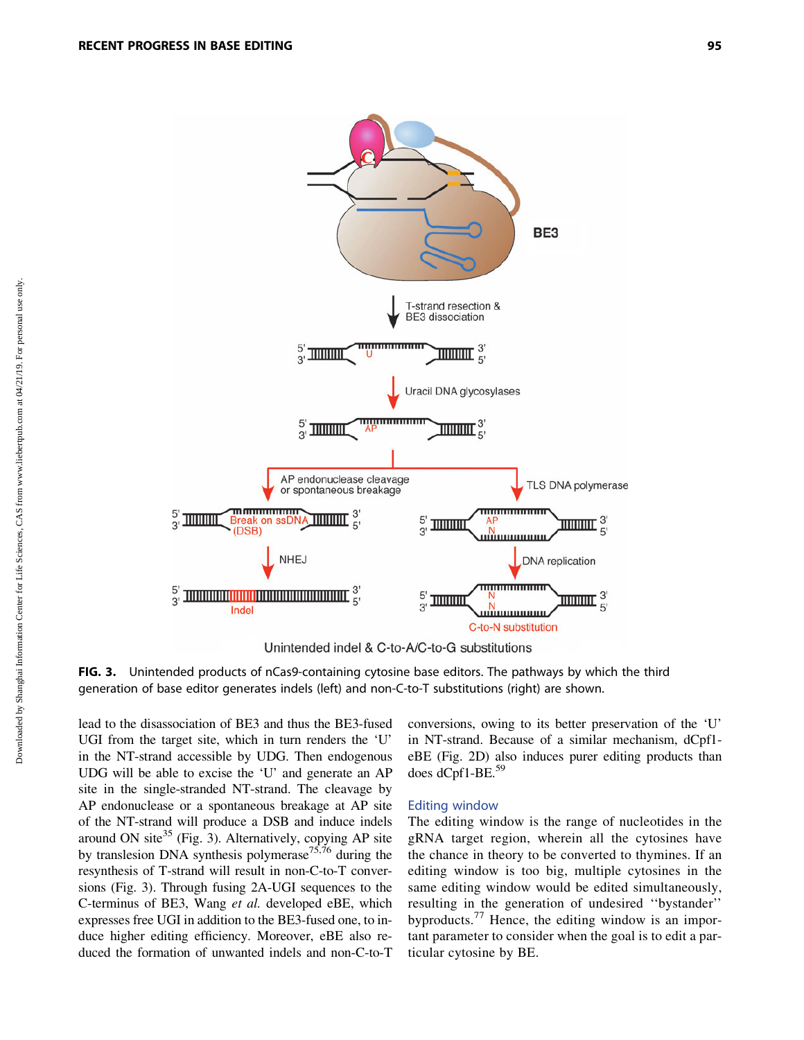FIG. 3. Unintended products of nCas9-containing cytosine base editors. The pathways by which the third generation of base editor generates indels (left) and non-C-to-T substitutions (right) are shown.

lead to the disassociation of BE3 and thus the BE3-fused UGI from the target site, which in turn renders the 'U' in the NT-strand accessible by UDG. Then endogenous UDG will be able to excise the 'U' and generate an AP site in the single-stranded NT-strand. The cleavage by AP endonuclease or a spontaneous breakage at AP site of the NT-strand will produce a DSB and induce indels around ON site[35] (Fig. 3). Alternatively, copying AP site by translesion DNA synthesis polymerase[75,76] during the resynthesis of T-strand will result in non-C-to-T conversions (Fig. 3). Through fusing 2A-UGI sequences to the C-terminus of BE3, Wang *et al.* developed eBE, which expresses free UGI in addition to the BE3-fused one, to induce higher editing efficiency. Moreover, eBE also reduced the formation of unwanted indels and non-C-to-T conversions, owing to its better preservation of the 'U' in NT-strand. Because of a similar mechanism, dCpf1-eBE (Fig. 2D) also induces purer editing products than does dCpf1-BE.[59]

## Editing window

The editing window is the range of nucleotides in the gRNA target region, wherein all the cytosines have the chance in theory to be converted to thymines. If an editing window is too big, multiple cytosines in the same editing window would be edited simultaneously, resulting in the generation of undesired "bystander" byproducts.[77] Hence, the editing window is an important parameter to consider when the goal is to edit a particular cytosine by BE.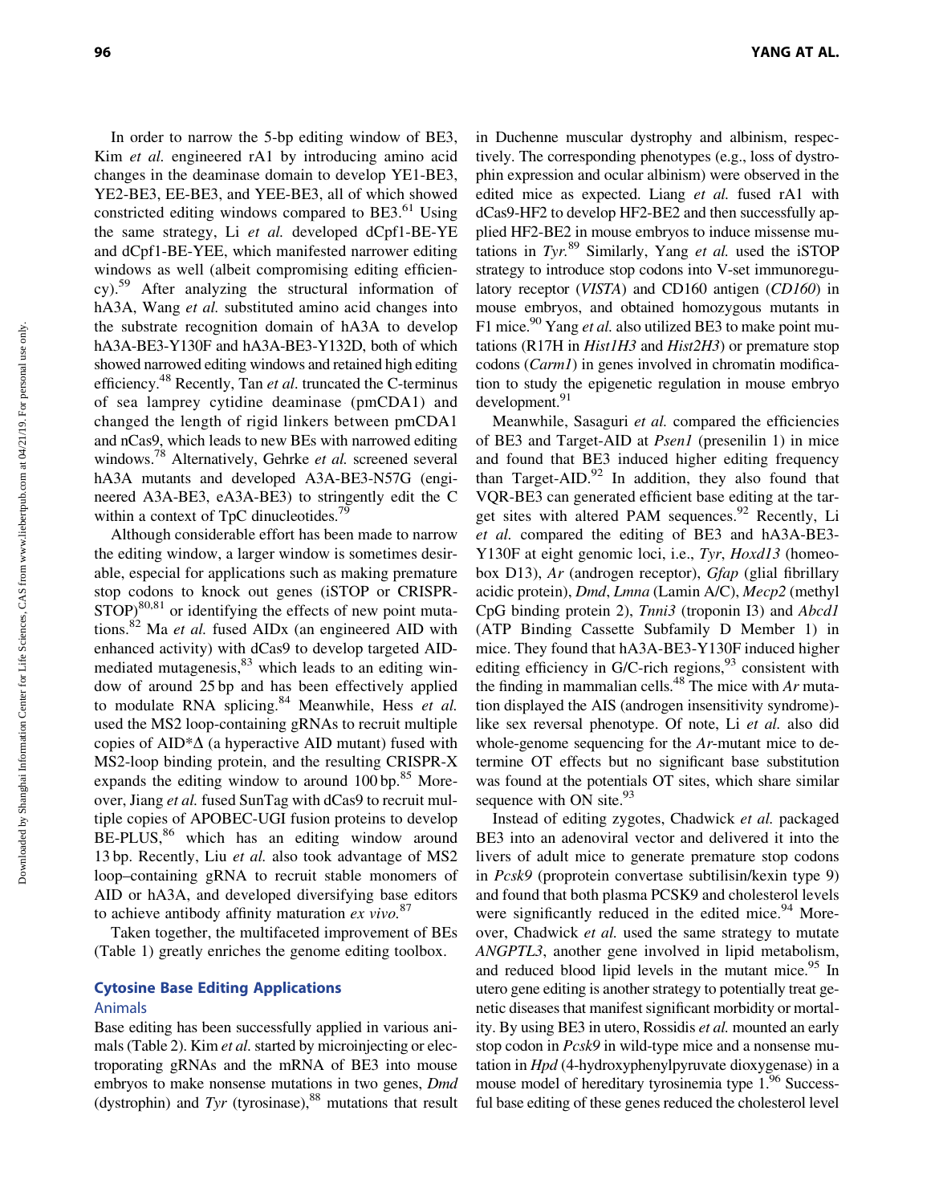In order to narrow the 5-bp editing window of BE3, Kim *et al.* engineered rA1 by introducing amino acid changes in the deaminase domain to develop YE1-BE3, YE2-BE3, EE-BE3, and YEE-BE3, all of which showed constricted editing windows compared to BE3.[61] Using the same strategy, Li *et al.* developed dCpf1-BE-YE and dCpf1-BE-YEE, which manifested narrower editing windows as well (albeit compromising editing efficiency).[59] After analyzing the structural information of hA3A, Wang *et al.* substituted amino acid changes into the substrate recognition domain of hA3A to develop hA3A-BE3-Y130F and hA3A-BE3-Y132D, both of which showed narrowed editing windows and retained high editing efficiency.[48] Recently, Tan *et al.* truncated the C-terminus of sea lamprey cytidine deaminase (pmCDA1) and changed the length of rigid linkers between pmCDA1 and nCas9, which leads to new BEs with narrowed editing windows.[78] Alternatively, Gehrke *et al.* screened several hA3A mutants and developed A3A-BE3-N57G (engineered A3A-BE3, eA3A-BE3) to stringently edit the C within a context of TpC dinucleotides.[79]

Although considerable effort has been made to narrow the editing window, a larger window is sometimes desirable, especial for applications such as making premature stop codons to knock out genes (iSTOP or CRISPR-STOP)[80,81] or identifying the effects of new point mutations.[82] Ma *et al.* fused AIDx (an engineered AID with enhanced activity) with dCas9 to develop targeted AID-mediated mutagenesis,[83] which leads to an editing window of around 25 bp and has been effectively applied to modulate RNA splicing.[84] Meanwhile, Hess *et al.* used the MS2 loop-containing gRNAs to recruit multiple copies of AID*Δ (a hyperactive AID mutant) fused with MS2-loop binding protein, and the resulting CRISPR-X expands the editing window to around 100 bp.[85] Moreover, Jiang *et al.* fused SunTag with dCas9 to recruit multiple copies of APOBEC-UGI fusion proteins to develop BE-PLUS,[86] which has an editing window around 13 bp. Recently, Liu *et al.* also took advantage of MS2 loop–containing gRNA to recruit stable monomers of AID or hA3A, and developed diversifying base editors to achieve antibody affinity maturation *ex vivo.*[87]

Taken together, the multifaceted improvement of BEs (Table 1) greatly enriches the genome editing toolbox.

## Cytosine Base Editing Applications

### Animals

Base editing has been successfully applied in various animals (Table 2). Kim *et al.* started by microinjecting or electroporating gRNAs and the mRNA of BE3 into mouse embryos to make nonsense mutations in two genes, *Dmd* (dystrophin) and *Tyr* (tyrosinase),[88] mutations that result in Duchenne muscular dystrophy and albinism, respectively. The corresponding phenotypes (e.g., loss of dystrophin expression and ocular albinism) were observed in the edited mice as expected. Liang *et al.* fused rA1 with dCas9-HF2 to develop HF2-BE2 and then successfully applied HF2-BE2 in mouse embryos to induce missense mutations in *Tyr.*[89] Similarly, Yang *et al.* used the iSTOP strategy to introduce stop codons into V-set immunoregulatory receptor (*VISTA*) and CD160 antigen (*CD160*) in mouse embryos, and obtained homozygous mutants in F1 mice.[90] Yang *et al.* also utilized BE3 to make point mutations (R17H in *Hist1H3* and *Hist2H3*) or premature stop codons (*Carm1*) in genes involved in chromatin modification to study the epigenetic regulation in mouse embryo development.[91]

Meanwhile, Sasaguri *et al.* compared the efficiencies of BE3 and Target-AID at *Psen1* (presenilin 1) in mice and found that BE3 induced higher editing frequency than Target-AID.[92] In addition, they also found that VQR-BE3 can generated efficient base editing at the target sites with altered PAM sequences.[92] Recently, Li *et al.* compared the editing of BE3 and hA3A-BE3-Y130F at eight genomic loci, i.e., *Tyr*, *Hoxd13* (homeobox D13), *Ar* (androgen receptor), *Gfap* (glial fibrillary acidic protein), *Dmd*, *Lmna* (Lamin A/C), *Mecp2* (methyl CpG binding protein 2), *Tnni3* (troponin I3) and *Abcd1* (ATP Binding Cassette Subfamily D Member 1) in mice. They found that hA3A-BE3-Y130F induced higher editing efficiency in G/C-rich regions,[93] consistent with the finding in mammalian cells.[48] The mice with *Ar* mutation displayed the AIS (androgen insensitivity syndrome)-like sex reversal phenotype. Of note, Li *et al.* also did whole-genome sequencing for the *Ar*-mutant mice to determine OT effects but no significant base substitution was found at the potentials OT sites, which share similar sequence with ON site.[93]

Instead of editing zygotes, Chadwick *et al.* packaged BE3 into an adenoviral vector and delivered it into the livers of adult mice to generate premature stop codons in *Pcsk9* (proprotein convertase subtilisin/kexin type 9) and found that both plasma PCSK9 and cholesterol levels were significantly reduced in the edited mice.[94] Moreover, Chadwick *et al.* used the same strategy to mutate *ANGPTL3*, another gene involved in lipid metabolism, and reduced blood lipid levels in the mutant mice.[95] In utero gene editing is another strategy to potentially treat genetic diseases that manifest significant morbidity or mortality. By using BE3 in utero, Rossidis *et al.* mounted an early stop codon in *Pcsk9* in wild-type mice and a nonsense mutation in *Hpd* (4-hydroxyphenylpyruvate dioxygenase) in a mouse model of hereditary tyrosinemia type 1.[96] Successful base editing of these genes reduced the cholesterol level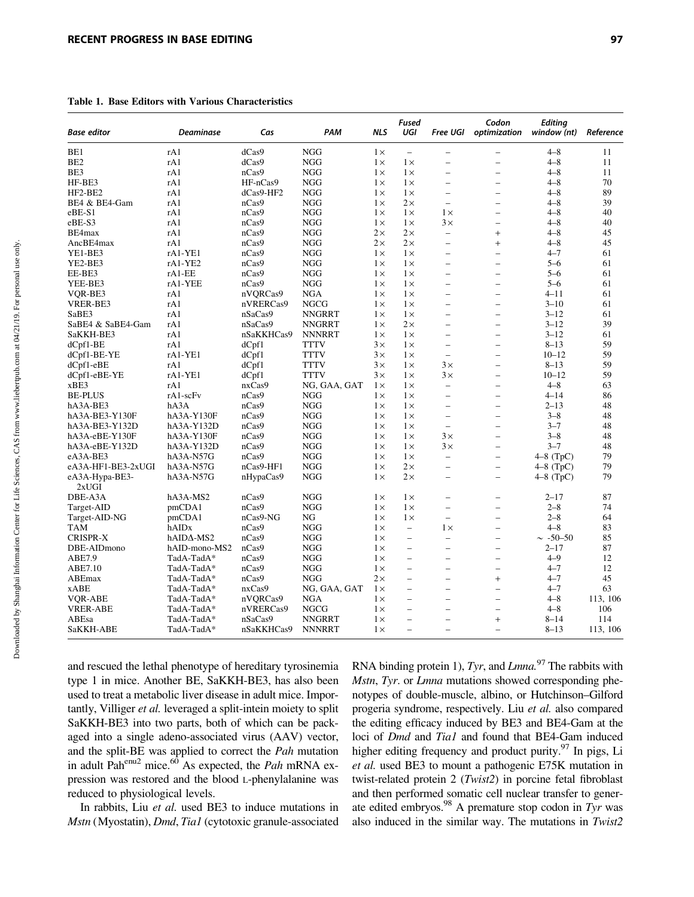**Table 1. Base Editors with Various Characteristics**

| Base editor | Deaminase | Cas | PAM | NLS | Fused UGI | Free UGI | Codon optimization | Editing window (nt) | Reference |
|---|---|---|---|---|---|---|---|---|---|
| BE1 | rA1 | dCas9 | NGG | 1× | – | – | – | 4–8 | 11 |
| BE2 | rA1 | dCas9 | NGG | 1× | 1× | – | – | 4–8 | 11 |
| BE3 | rA1 | nCas9 | NGG | 1× | 1× | – | – | 4–8 | 11 |
| HF-BE3 | rA1 | HF-nCas9 | NGG | 1× | 1× | – | – | 4–8 | 70 |
| HF2-BE2 | rA1 | dCas9-HF2 | NGG | 1× | 1× | – | – | 4–8 | 89 |
| BE4 & BE4-Gam | rA1 | nCas9 | NGG | 1× | 2× | – | – | 4–8 | 39 |
| eBE-S1 | rA1 | nCas9 | NGG | 1× | 1× | 1× | – | 4–8 | 40 |
| eBE-S3 | rA1 | nCas9 | NGG | 1× | 1× | 3× | – | 4–8 | 40 |
| BE4max | rA1 | nCas9 | NGG | 2× | 2× | – | + | 4–8 | 45 |
| AncBE4max | rA1 | nCas9 | NGG | 2× | 2× | – | + | 4–8 | 45 |
| YE1-BE3 | rA1-YE1 | nCas9 | NGG | 1× | 1× | – | – | 4–7 | 61 |
| YE2-BE3 | rA1-YE2 | nCas9 | NGG | 1× | 1× | – | – | 5–6 | 61 |
| EE-BE3 | rA1-EE | nCas9 | NGG | 1× | 1× | – | – | 5–6 | 61 |
| YEE-BE3 | rA1-YEE | nCas9 | NGG | 1× | 1× | – | – | 5–6 | 61 |
| VQR-BE3 | rA1 | nVQRCas9 | NGA | 1× | 1× | – | – | 4–11 | 61 |
| VRER-BE3 | rA1 | nVRERCas9 | NGCG | 1× | 1× | – | – | 3–10 | 61 |
| SaBE3 | rA1 | nSaCas9 | NNGRRT | 1× | 1× | – | – | 3–12 | 61 |
| SaBE4 & SaBE4-Gam | rA1 | nSaCas9 | NNGRRT | 1× | 2× | – | – | 3–12 | 39 |
| SaKKH-BE3 | rA1 | nSaKKHCas9 | NNNRRT | 1× | 1× | – | – | 3–12 | 61 |
| dCpf1-BE | rA1 | dCpf1 | TTTV | 3× | 1× | – | – | 8–13 | 59 |
| dCpf1-BE-YE | rA1-YE1 | dCpf1 | TTTV | 3× | 1× | – | – | 10–12 | 59 |
| dCpf1-eBE | rA1 | dCpf1 | TTTV | 3× | 1× | 3× | – | 8–13 | 59 |
| dCpf1-eBE-YE | rA1-YE1 | dCpf1 | TTTV | 3× | 1× | 3× | – | 10–12 | 59 |
| xBE3 | rA1 | nxCas9 | NG, GAA, GAT | 1× | 1× | – | – | 4–8 | 63 |
| BE-PLUS | rA1-scFv | nCas9 | NGG | 1× | 1× | – | – | 4–14 | 86 |
| hA3A-BE3 | hA3A | nCas9 | NGG | 1× | 1× | – | – | 2–13 | 48 |
| hA3A-BE3-Y130F | hA3A-Y130F | nCas9 | NGG | 1× | 1× | – | – | 3–8 | 48 |
| hA3A-BE3-Y132D | hA3A-Y132D | nCas9 | NGG | 1× | 1× | – | – | 3–7 | 48 |
| hA3A-eBE-Y130F | hA3A-Y130F | nCas9 | NGG | 1× | 1× | 3× | – | 3–8 | 48 |
| hA3A-eBE-Y132D | hA3A-Y132D | nCas9 | NGG | 1× | 1× | 3× | – | 3–7 | 48 |
| eA3A-BE3 | hA3A-N57G | nCas9 | NGG | 1× | 1× | – | – | 4–8 (TpC) | 79 |
| eA3A-HF1-BE3-2xUGI | hA3A-N57G | nCas9-HF1 | NGG | 1× | 2× | – | – | 4–8 (TpC) | 79 |
| eA3A-Hypa-BE3-2xUGI | hA3A-N57G | nHypaCas9 | NGG | 1× | 2× | – | – | 4–8 (TpC) | 79 |
| DBE-A3A | hA3A-MS2 | nCas9 | NGG | 1× | 1× | – | – | 2–17 | 87 |
| Target-AID | pmCDA1 | nCas9 | NGG | 1× | 1× | – | – | 2–8 | 74 |
| Target-AID-NG | pmCDA1 | nCas9-NG | NG | 1× | 1× | – | – | 2–8 | 64 |
| TAM | hAIDx | nCas9 | NGG | 1× | – | 1× | – | 4–8 | 83 |
| CRISPR-X | hAIDΔ-MS2 | nCas9 | NGG | 1× | – | – | – | ∼ -50–50 | 85 |
| DBE-AIDmono | hAID-mono-MS2 | nCas9 | NGG | 1× | – | – | – | 2–17 | 87 |
| ABE7.9 | TadA-TadA* | nCas9 | NGG | 1× | – | – | – | 4–9 | 12 |
| ABE7.10 | TadA-TadA* | nCas9 | NGG | 1× | – | – | – | 4–7 | 12 |
| ABEmax | TadA-TadA* | nCas9 | NGG | 2× | – | – | + | 4–7 | 45 |
| xABE | TadA-TadA* | nxCas9 | NG, GAA, GAT | 1× | – | – | – | 4–7 | 63 |
| VQR-ABE | TadA-TadA* | nVQRCas9 | NGA | 1× | – | – | – | 4–8 | 113, 106 |
| VRER-ABE | TadA-TadA* | nVRERCas9 | NGCG | 1× | – | – | – | 4–8 | 106 |
| ABEsa | TadA-TadA* | nSaCas9 | NNGRRT | 1× | – | – | + | 8–14 | 114 |
| SaKKH-ABE | TadA-TadA* | nSaKKHCas9 | NNNRRT | 1× | – | – | – | 8–13 | 113, 106 |

and rescued the lethal phenotype of hereditary tyrosinemia type 1 in mice. Another BE, SaKKH-BE3, has also been used to treat a metabolic liver disease in adult mice. Importantly, Villiger *et al.* leveraged a split-intein moiety to split SaKKH-BE3 into two parts, both of which can be packaged into a single adeno-associated virus (AAV) vector, and the split-BE was applied to correct the *Pah* mutation in adult Pah$^{enu2}$ mice.[60] As expected, the *Pah* mRNA expression was restored and the blood L-phenylalanine was reduced to physiological levels.

In rabbits, Liu *et al.* used BE3 to induce mutations in *Mstn* (Myostatin), *Dmd*, *Tia1* (cytotoxic granule-associated RNA binding protein 1), *Tyr*, and *Lmna*.[97] The rabbits with *Mstn*, *Tyr*, or *Lmna* mutations showed corresponding phenotypes of double-muscle, albino, or Hutchinson–Gilford progeria syndrome, respectively. Liu *et al.* also compared the editing efficacy induced by BE3 and BE4-Gam at the loci of *Dmd* and *Tia1* and found that BE4-Gam induced higher editing frequency and product purity.[97] In pigs, Li *et al.* used BE3 to mount a pathogenic E75K mutation in twist-related protein 2 (*Twist2*) in porcine fetal fibroblast and then performed somatic cell nuclear transfer to generate edited embryos.[98] A premature stop codon in *Tyr* was also induced in the similar way. The mutations in *Twist2*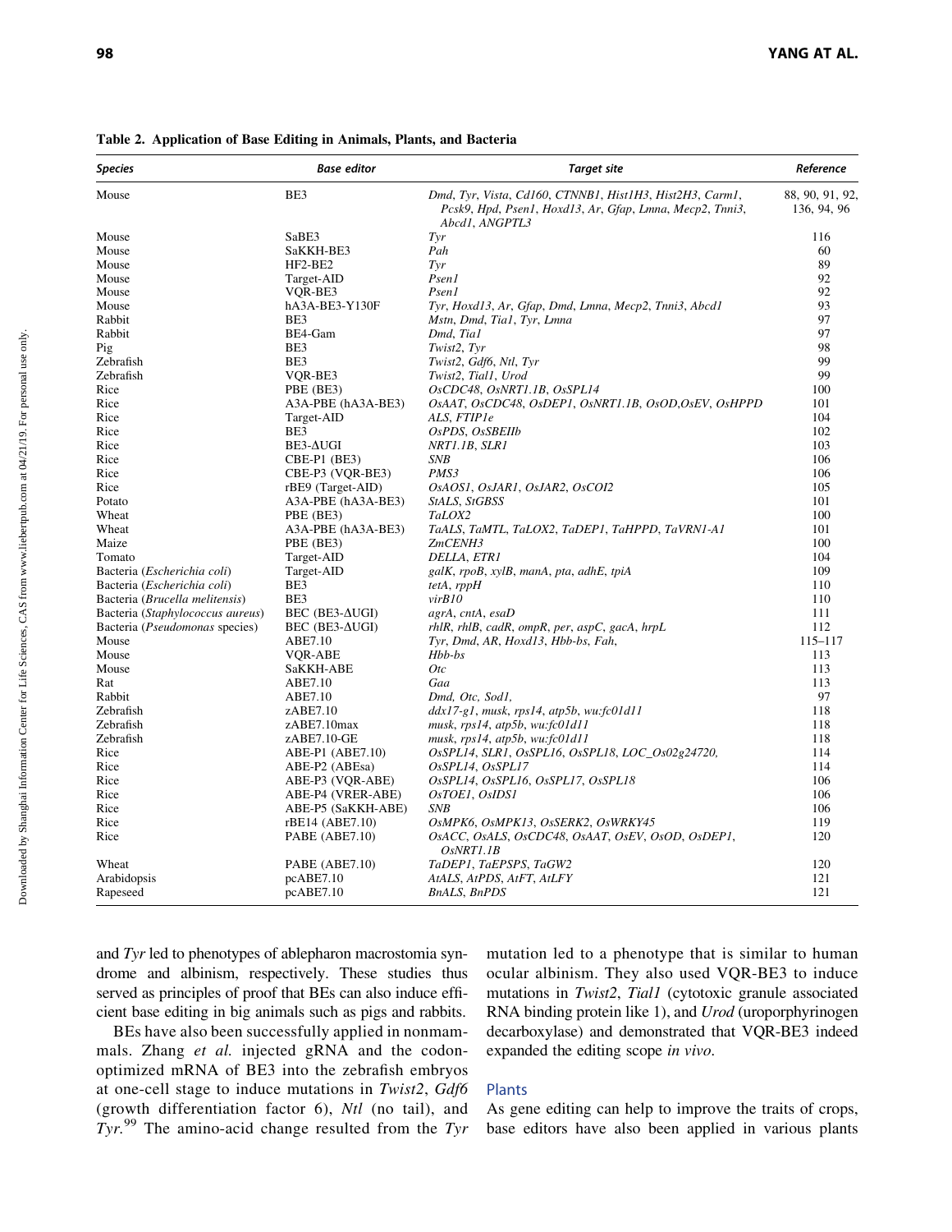**Table 2. Application of Base Editing in Animals, Plants, and Bacteria**

| Species | Base editor | Target site | Reference |
|---|---|---|---|
| Mouse | BE3 | *Dmd, Tyr, Vista, Cd160, CTNNB1, Hist1H3, Hist2H3, Carm1, Pcsk9, Hpd, Psen1, Hoxd13, Ar, Gfap, Lmna, Mecp2, Tnni3, Abcd1, ANGPTL3* | 88, 90, 91, 92, 136, 94, 96 |
| Mouse | SaBE3 | *Tyr* | 116 |
| Mouse | SaKKH-BE3 | *Pah* | 60 |
| Mouse | HF2-BE2 | *Tyr* | 89 |
| Mouse | Target-AID | *Psen1* | 92 |
| Mouse | VQR-BE3 | *Psen1* | 92 |
| Mouse | hA3A-BE3-Y130F | *Tyr, Hoxd13, Ar, Gfap, Dmd, Lmna, Mecp2, Tnni3, Abcd1* | 93 |
| Rabbit | BE3 | *Mstn, Dmd, Tia1, Tyr, Lmna* | 97 |
| Rabbit | BE4-Gam | *Dmd, Tia1* | 97 |
| Pig | BE3 | *Twist2, Tyr* | 98 |
| Zebrafish | BE3 | *Twist2, Gdf6, Ntl, Tyr* | 99 |
| Zebrafish | VQR-BE3 | *Twist2, Tial1, Urod* | 99 |
| Rice | PBE (BE3) | *OsCDC48, OsNRT1.1B, OsSPL14* | 100 |
| Rice | A3A-PBE (hA3A-BE3) | *OsAAT, OsCDC48, OsDEP1, OsNRT1.1B, OsOD,OsEV, OsHPPD* | 101 |
| Rice | Target-AID | *ALS, FTIP1e* | 104 |
| Rice | BE3 | *OsPDS, OsSBEIIb* | 102 |
| Rice | BE3-ΔUGI | *NRT1.1B, SLR1* | 103 |
| Rice | CBE-P1 (BE3) | *SNB* | 106 |
| Rice | CBE-P3 (VQR-BE3) | *PMS3* | 106 |
| Rice | rBE9 (Target-AID) | *OsAOS1, OsJAR1, OsJAR2, OsCOI2* | 105 |
| Potato | A3A-PBE (hA3A-BE3) | *StALS, StGBSS* | 101 |
| Wheat | PBE (BE3) | *TaLOX2* | 100 |
| Wheat | A3A-PBE (hA3A-BE3) | *TaALS, TaMTL, TaLOX2, TaDEP1, TaHPPD, TaVRN1-A1* | 101 |
| Maize | PBE (BE3) | *ZmCENH3* | 100 |
| Tomato | Target-AID | *DELLA, ETR1* | 104 |
| Bacteria (*Escherichia coli*) | Target-AID | *galK, rpoB, xylB, manA, pta, adhE, tpiA* | 109 |
| Bacteria (*Escherichia coli*) | BE3 | *tetA, rppH* | 110 |
| Bacteria (*Brucella melitensis*) | BE3 | *virB10* | 110 |
| Bacteria (*Staphylococcus aureus*) | BEC (BE3-ΔUGI) | *agrA, cntA, esaD* | 111 |
| Bacteria (*Pseudomonas* species) | BEC (BE3-ΔUGI) | *rhlR, rhlB, cadR, ompR, per, aspC, gacA, hrpL* | 112 |
| Mouse | ABE7.10 | *Tyr, Dmd, AR, Hoxd13, Hbb-bs, Fah,* | 115–117 |
| Mouse | VQR-ABE | *Hbb-bs* | 113 |
| Mouse | SaKKH-ABE | *Otc* | 113 |
| Rat | ABE7.10 | *Gaa* | 113 |
| Rabbit | ABE7.10 | *Dmd, Otc, Sod1,* | 97 |
| Zebrafish | zABE7.10 | *ddx17-g1, musk, rps14, atp5b, wu:fc01d11* | 118 |
| Zebrafish | zABE7.10max | *musk, rps14, atp5b, wu:fc01d11* | 118 |
| Zebrafish | zABE7.10-GE | *musk, rps14, atp5b, wu:fc01d11* | 118 |
| Rice | ABE-P1 (ABE7.10) | *OsSPL14, SLR1, OsSPL16, OsSPL18, LOC_Os02g24720,* | 114 |
| Rice | ABE-P2 (ABEsa) | *OsSPL14, OsSPL17* | 114 |
| Rice | ABE-P3 (VQR-ABE) | *OsSPL14, OsSPL16, OsSPL17, OsSPL18* | 106 |
| Rice | ABE-P4 (VRER-ABE) | *OsTOE1, OsIDS1* | 106 |
| Rice | ABE-P5 (SaKKH-ABE) | *SNB* | 106 |
| Rice | rBE14 (ABE7.10) | *OsMPK6, OsMPK13, OsSERK2, OsWRKY45* | 119 |
| Rice | PABE (ABE7.10) | *OsACC, OsALS, OsCDC48, OsAAT, OsEV, OsOD, OsDEP1, OsNRT1.1B* | 120 |
| Wheat | PABE (ABE7.10) | *TaDEP1, TaEPSPS, TaGW2* | 120 |
| Arabidopsis | pcABE7.10 | *AtALS, AtPDS, AtFT, AtLFY* | 121 |
| Rapeseed | pcABE7.10 | *BnALS, BnPDS* | 121 |

and *Tyr* led to phenotypes of ablepharon macrostomia syndrome and albinism, respectively. These studies thus served as principles of proof that BEs can also induce efficient base editing in big animals such as pigs and rabbits.

BEs have also been successfully applied in nonmammals. Zhang *et al.* injected gRNA and the codon-optimized mRNA of BE3 into the zebrafish embryos at one-cell stage to induce mutations in *Twist2*, *Gdf6* (growth differentiation factor 6), *Ntl* (no tail), and *Tyr*.[99] The amino-acid change resulted from the *Tyr* mutation led to a phenotype that is similar to human ocular albinism. They also used VQR-BE3 to induce mutations in *Twist2*, *Tial1* (cytotoxic granule associated RNA binding protein like 1), and *Urod* (uroporphyrinogen decarboxylase) and demonstrated that VQR-BE3 indeed expanded the editing scope *in vivo*.

### Plants

As gene editing can help to improve the traits of crops, base editors have also been applied in various plants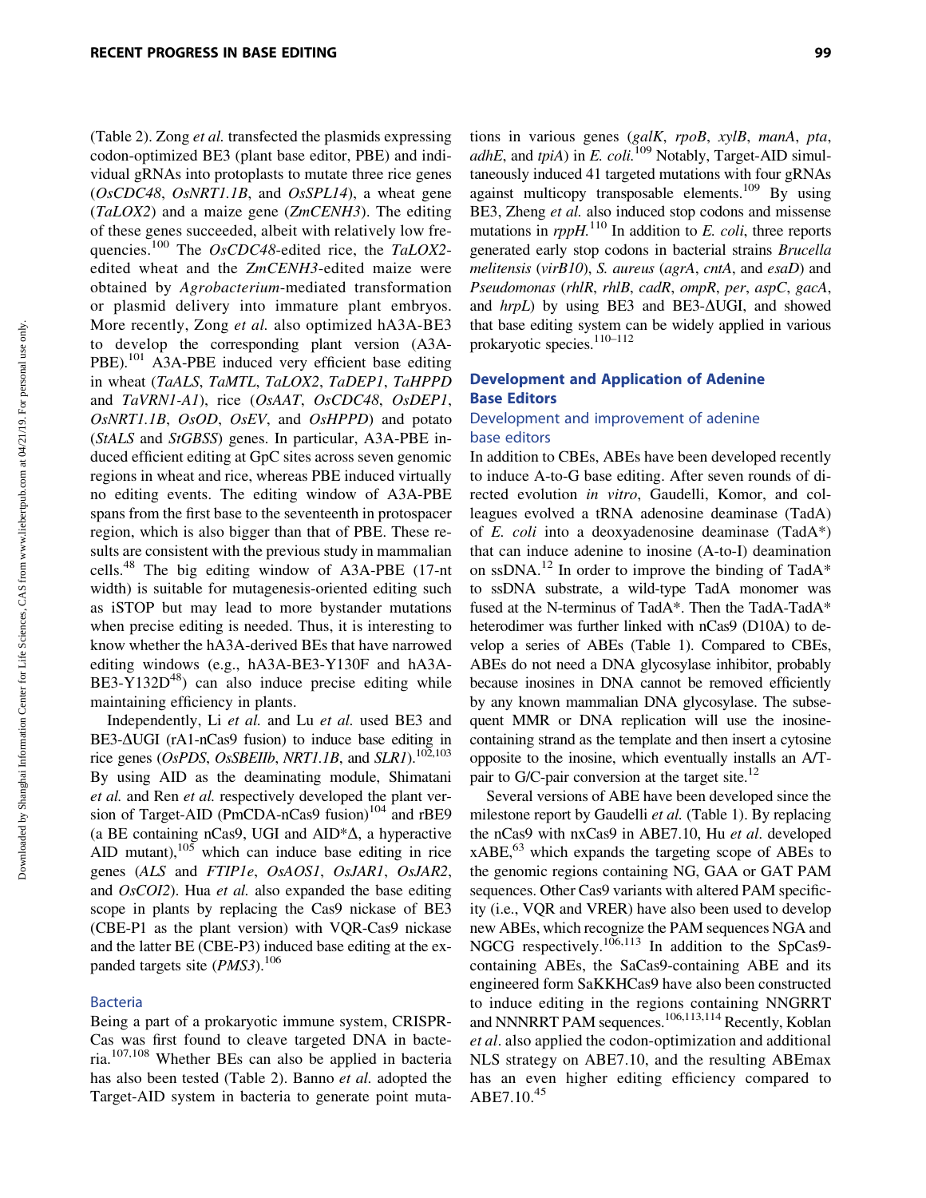(Table 2). Zong *et al.* transfected the plasmids expressing codon-optimized BE3 (plant base editor, PBE) and individual gRNAs into protoplasts to mutate three rice genes (*OsCDC48*, *OsNRT1.1B*, and *OsSPL14*), a wheat gene (*TaLOX2*) and a maize gene (*ZmCENH3*). The editing of these genes succeeded, albeit with relatively low frequencies.[100] The *OsCDC48*-edited rice, the *TaLOX2*-edited wheat and the *ZmCENH3*-edited maize were obtained by *Agrobacterium*-mediated transformation or plasmid delivery into immature plant embryos. More recently, Zong *et al.* also optimized hA3A-BE3 to develop the corresponding plant version (A3A-PBE).[101] A3A-PBE induced very efficient base editing in wheat (*TaALS*, *TaMTL*, *TaLOX2*, *TaDEP1*, *TaHPPD* and *TaVRN1-A1*), rice (*OsAAT*, *OsCDC48*, *OsDEP1*, *OsNRT1.1B*, *OsOD*, *OsEV*, and *OsHPPD*) and potato (*StALS* and *StGBSS*) genes. In particular, A3A-PBE induced efficient editing at GpC sites across seven genomic regions in wheat and rice, whereas PBE induced virtually no editing events. The editing window of A3A-PBE spans from the first base to the seventeenth in protospacer region, which is also bigger than that of PBE. These results are consistent with the previous study in mammalian cells.[48] The big editing window of A3A-PBE (17-nt width) is suitable for mutagenesis-oriented editing such as iSTOP but may lead to more bystander mutations when precise editing is needed. Thus, it is interesting to know whether the hA3A-derived BEs that have narrowed editing windows (e.g., hA3A-BE3-Y130F and hA3A-BE3-Y132D[48]) can also induce precise editing while maintaining efficiency in plants.

Independently, Li *et al.* and Lu *et al.* used BE3 and BE3-ΔUGI (rA1-nCas9 fusion) to induce base editing in rice genes (*OsPDS*, *OsSBEIIb*, *NRT1.1B*, and *SLR1*).[102,103] By using AID as the deaminating module, Shimatani *et al.* and Ren *et al.* respectively developed the plant version of Target-AID (PmCDA-nCas9 fusion)[104] and rBE9 (a BE containing nCas9, UGI and AID*Δ, a hyperactive AID mutant),[105] which can induce base editing in rice genes (*ALS* and *FTIP1e*, *OsAOS1*, *OsJAR1*, *OsJAR2*, and *OsCOI2*). Hua *et al.* also expanded the base editing scope in plants by replacing the Cas9 nickase of BE3 (CBE-P1 as the plant version) with VQR-Cas9 nickase and the latter BE (CBE-P3) induced base editing at the expanded targets site (*PMS3*).[106]

### Bacteria

Being a part of a prokaryotic immune system, CRISPR-Cas was first found to cleave targeted DNA in bacteria.[107,108] Whether BEs can also be applied in bacteria has also been tested (Table 2). Banno *et al.* adopted the Target-AID system in bacteria to generate point mutations in various genes (*galK*, *rpoB*, *xylB*, *manA*, *pta*, *adhE*, and *tpiA*) in *E. coli.*[109] Notably, Target-AID simultaneously induced 41 targeted mutations with four gRNAs against multicopy transposable elements.[109] By using BE3, Zheng *et al.* also induced stop codons and missense mutations in *rppH.*[110] In addition to *E. coli*, three reports generated early stop codons in bacterial strains *Brucella melitensis* (*virB10*), *S. aureus* (*agrA*, *cntA*, and *esaD*) and *Pseudomonas* (*rhlR*, *rhlB*, *cadR*, *ompR*, *per*, *aspC*, *gacA*, and *hrpL*) by using BE3 and BE3-ΔUGI, and showed that base editing system can be widely applied in various prokaryotic species.[110–112]

## Development and Application of Adenine Base Editors

### Development and improvement of adenine base editors

In addition to CBEs, ABEs have been developed recently to induce A-to-G base editing. After seven rounds of directed evolution *in vitro*, Gaudelli, Komor, and colleagues evolved a tRNA adenosine deaminase (TadA) of *E. coli* into a deoxyadenosine deaminase (TadA*) that can induce adenine to inosine (A-to-I) deamination on ssDNA.[12] In order to improve the binding of TadA* to ssDNA substrate, a wild-type TadA monomer was fused at the N-terminus of TadA*. Then the TadA-TadA* heterodimer was further linked with nCas9 (D10A) to develop a series of ABEs (Table 1). Compared to CBEs, ABEs do not need a DNA glycosylase inhibitor, probably because inosines in DNA cannot be removed efficiently by any known mammalian DNA glycosylase. The subsequent MMR or DNA replication will use the inosine-containing strand as the template and then insert a cytosine opposite to the inosine, which eventually installs an A/T-pair to G/C-pair conversion at the target site.[12]

Several versions of ABE have been developed since the milestone report by Gaudelli *et al.* (Table 1). By replacing the nCas9 with nxCas9 in ABE7.10, Hu *et al.* developed xABE,[63] which expands the targeting scope of ABEs to the genomic regions containing NG, GAA or GAT PAM sequences. Other Cas9 variants with altered PAM specificity (i.e., VQR and VRER) have also been used to develop new ABEs, which recognize the PAM sequences NGA and NGCG respectively.[106,113] In addition to the SpCas9-containing ABEs, the SaCas9-containing ABE and its engineered form SaKKHCas9 have also been constructed to induce editing in the regions containing NNGRRT and NNNRRT PAM sequences.[106,113,114] Recently, Koblan *et al*. also applied the codon-optimization and additional NLS strategy on ABE7.10, and the resulting ABEmax has an even higher editing efficiency compared to ABE7.10.[45]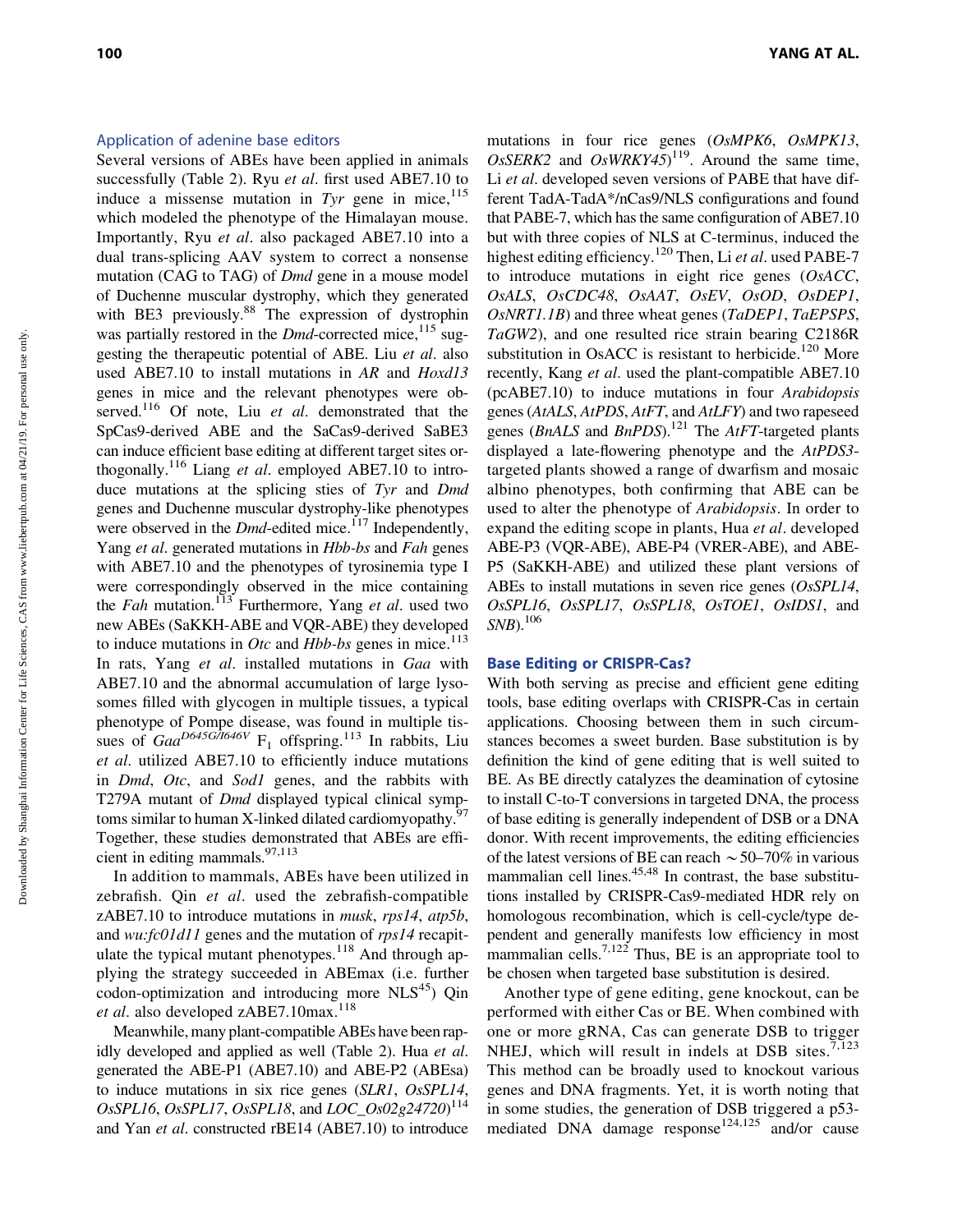### Application of adenine base editors

Several versions of ABEs have been applied in animals successfully (Table 2). Ryu *et al*. first used ABE7.10 to induce a missense mutation in *Tyr* gene in mice,[115] which modeled the phenotype of the Himalayan mouse. Importantly, Ryu *et al*. also packaged ABE7.10 into a dual trans-splicing AAV system to correct a nonsense mutation (CAG to TAG) of *Dmd* gene in a mouse model of Duchenne muscular dystrophy, which they generated with BE3 previously.[88] The expression of dystrophin was partially restored in the *Dmd*-corrected mice,[115] suggesting the therapeutic potential of ABE. Liu *et al*. also used ABE7.10 to install mutations in *AR* and *Hoxd13* genes in mice and the relevant phenotypes were observed.[116] Of note, Liu *et al*. demonstrated that the SpCas9-derived ABE and the SaCas9-derived SaBE3 can induce efficient base editing at different target sites orthogonally.[116] Liang *et al*. employed ABE7.10 to introduce mutations at the splicing sties of *Tyr* and *Dmd* genes and Duchenne muscular dystrophy-like phenotypes were observed in the *Dmd*-edited mice.[117] Independently, Yang *et al*. generated mutations in *Hbb-bs* and *Fah* genes with ABE7.10 and the phenotypes of tyrosinemia type I were correspondingly observed in the mice containing the *Fah* mutation.[113] Furthermore, Yang *et al*. used two new ABEs (SaKKH-ABE and VQR-ABE) they developed to induce mutations in *Otc* and *Hbb-bs* genes in mice.[113] In rats, Yang *et al*. installed mutations in *Gaa* with ABE7.10 and the abnormal accumulation of large lysosomes filled with glycogen in multiple tissues, a typical phenotype of Pompe disease, was found in multiple tissues of $Gaa^{D645G/I646V}$ $F_1$ offspring.[113] In rabbits, Liu *et al*. utilized ABE7.10 to efficiently induce mutations in *Dmd*, *Otc*, and *Sod1* genes, and the rabbits with T279A mutant of *Dmd* displayed typical clinical symptoms similar to human X-linked dilated cardiomyopathy.[97] Together, these studies demonstrated that ABEs are efficient in editing mammals.[97,113]

In addition to mammals, ABEs have been utilized in zebrafish. Qin *et al*. used the zebrafish-compatible zABE7.10 to introduce mutations in *musk*, *rps14*, *atp5b*, and *wu:fc01d11* genes and the mutation of *rps14* recapitulate the typical mutant phenotypes.[118] And through applying the strategy succeeded in ABEmax (i.e. further codon-optimization and introducing more NLS[45]) Qin *et al*. also developed zABE7.10max.[118]

Meanwhile, many plant-compatible ABEs have been rapidly developed and applied as well (Table 2). Hua *et al*. generated the ABE-P1 (ABE7.10) and ABE-P2 (ABEsa) to induce mutations in six rice genes (*SLR1*, *OsSPL14*, *OsSPL16*, *OsSPL17*, *OsSPL18*, and *LOC_Os02g24720*)[114] and Yan *et al*. constructed rBE14 (ABE7.10) to introduce mutations in four rice genes (*OsMPK6*, *OsMPK13*, *OsSERK2* and *OsWRKY45*)[119]. Around the same time, Li *et al*. developed seven versions of PABE that have different TadA-TadA*/nCas9/NLS configurations and found that PABE-7, which has the same configuration of ABE7.10 but with three copies of NLS at C-terminus, induced the highest editing efficiency.[120] Then, Li *et al*. used PABE-7 to introduce mutations in eight rice genes (*OsACC*, *OsALS*, *OsCDC48*, *OsAAT*, *OsEV*, *OsOD*, *OsDEP1*, *OsNRT1.1B*) and three wheat genes (*TaDEP1*, *TaEPSPS*, *TaGW2*), and one resulted rice strain bearing C2186R substitution in OsACC is resistant to herbicide.[120] More recently, Kang *et al*. used the plant-compatible ABE7.10 (pcABE7.10) to induce mutations in four *Arabidopsis* genes (*AtALS*, *AtPDS*, *AtFT*, and *AtLFY*) and two rapeseed genes (*BnALS* and *BnPDS*).[121] The *AtFT*-targeted plants displayed a late-flowering phenotype and the *AtPDS3*-targeted plants showed a range of dwarfism and mosaic albino phenotypes, both confirming that ABE can be used to alter the phenotype of *Arabidopsis*. In order to expand the editing scope in plants, Hua *et al*. developed ABE-P3 (VQR-ABE), ABE-P4 (VRER-ABE), and ABE-P5 (SaKKH-ABE) and utilized these plant versions of ABEs to install mutations in seven rice genes (*OsSPL14*, *OsSPL16*, *OsSPL17*, *OsSPL18*, *OsTOE1*, *OsIDS1*, and *SNB*).[106]

## Base Editing or CRISPR-Cas?

With both serving as precise and efficient gene editing tools, base editing overlaps with CRISPR-Cas in certain applications. Choosing between them in such circumstances becomes a sweet burden. Base substitution is by definition the kind of gene editing that is well suited to BE. As BE directly catalyzes the deamination of cytosine to install C-to-T conversions in targeted DNA, the process of base editing is generally independent of DSB or a DNA donor. With recent improvements, the editing efficiencies of the latest versions of BE can reach ~50–70% in various mammalian cell lines.[45,48] In contrast, the base substitutions installed by CRISPR-Cas9-mediated HDR rely on homologous recombination, which is cell-cycle/type dependent and generally manifests low efficiency in most mammalian cells.[7,122] Thus, BE is an appropriate tool to be chosen when targeted base substitution is desired.

Another type of gene editing, gene knockout, can be performed with either Cas or BE. When combined with one or more gRNA, Cas can generate DSB to trigger NHEJ, which will result in indels at DSB sites.[7,123] This method can be broadly used to knockout various genes and DNA fragments. Yet, it is worth noting that in some studies, the generation of DSB triggered a p53-mediated DNA damage response[124,125] and/or cause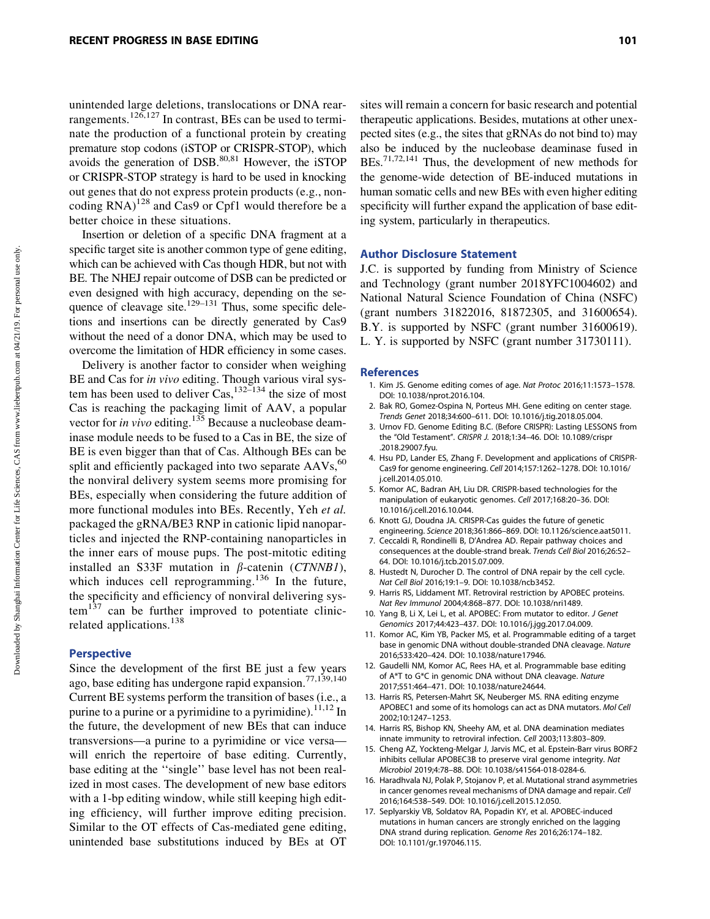unintended large deletions, translocations or DNA rearrangements.[126,127] In contrast, BEs can be used to terminate the production of a functional protein by creating premature stop codons (iSTOP or CRISPR-STOP), which avoids the generation of DSB.[80,81] However, the iSTOP or CRISPR-STOP strategy is hard to be used in knocking out genes that do not express protein products (e.g., noncoding RNA)[128] and Cas9 or Cpf1 would therefore be a better choice in these situations.

Insertion or deletion of a specific DNA fragment at a specific target site is another common type of gene editing, which can be achieved with Cas though HDR, but not with BE. The NHEJ repair outcome of DSB can be predicted or even designed with high accuracy, depending on the sequence of cleavage site.[129–131] Thus, some specific deletions and insertions can be directly generated by Cas9 without the need of a donor DNA, which may be used to overcome the limitation of HDR efficiency in some cases.

Delivery is another factor to consider when weighing BE and Cas for *in vivo* editing. Though various viral system has been used to deliver Cas,[132–134] the size of most Cas is reaching the packaging limit of AAV, a popular vector for *in vivo* editing.[135] Because a nucleobase deaminase module needs to be fused to a Cas in BE, the size of BE is even bigger than that of Cas. Although BEs can be split and efficiently packaged into two separate AAVs,[60] the nonviral delivery system seems more promising for BEs, especially when considering the future addition of more functional modules into BEs. Recently, Yeh *et al.* packaged the gRNA/BE3 RNP in cationic lipid nanoparticles and injected the RNP-containing nanoparticles in the inner ears of mouse pups. The post-mitotic editing installed an S33F mutation in $\beta$-catenin (*CTNNB1*), which induces cell reprogramming.[136] In the future, the specificity and efficiency of nonviral delivering system[137] can be further improved to potentiate clinic-related applications.[138]

## Perspective

Since the development of the first BE just a few years ago, base editing has undergone rapid expansion.[77,139,140] Current BE systems perform the transition of bases (i.e., a purine to a purine or a pyrimidine to a pyrimidine).[11,12] In the future, the development of new BEs that can induce transversions—a purine to a pyrimidine or vice versa—will enrich the repertoire of base editing. Currently, base editing at the ''single'' base level has not been realized in most cases. The development of new base editors with a 1-bp editing window, while still keeping high editing efficiency, will further improve editing precision. Similar to the OT effects of Cas-mediated gene editing, unintended base substitutions induced by BEs at OT sites will remain a concern for basic research and potential therapeutic applications. Besides, mutations at other unexpected sites (e.g., the sites that gRNAs do not bind to) may also be induced by the nucleobase deaminase fused in BEs.[71,72,141] Thus, the development of new methods for the genome-wide detection of BE-induced mutations in human somatic cells and new BEs with even higher editing specificity will further expand the application of base editing system, particularly in therapeutics.

## Author Disclosure Statement

J.C. is supported by funding from Ministry of Science and Technology (grant number 2018YFC1004602) and National Natural Science Foundation of China (NSFC) (grant numbers 31822016, 81872305, and 31600654). B.Y. is supported by NSFC (grant number 31600619). L. Y. is supported by NSFC (grant number 31730111).

## References

1. Kim JS. Genome editing comes of age. *Nat Protoc* 2016;11:1573–1578. DOI: 10.1038/nprot.2016.104.
2. Bak RO, Gomez-Ospina N, Porteus MH. Gene editing on center stage. *Trends Genet* 2018;34:600–611. DOI: 10.1016/j.tig.2018.05.004.
3. Urnov FD. Genome Editing B.C. (Before CRISPR): Lasting LESSONS from the "Old Testament". *CRISPR J.* 2018;1:34–46. DOI: 10.1089/crispr.2018.29007.fyu.
4. Hsu PD, Lander ES, Zhang F. Development and applications of CRISPR-Cas9 for genome engineering. *Cell* 2014;157:1262–1278. DOI: 10.1016/j.cell.2014.05.010.
5. Komor AC, Badran AH, Liu DR. CRISPR-based technologies for the manipulation of eukaryotic genomes. *Cell* 2017;168:20–36. DOI: 10.1016/j.cell.2016.10.044.
6. Knott GJ, Doudna JA. CRISPR-Cas guides the future of genetic engineering. *Science* 2018;361:866–869. DOI: 10.1126/science.aat5011.
7. Ceccaldi R, Rondinelli B, D'Andrea AD. Repair pathway choices and consequences at the double-strand break. *Trends Cell Biol* 2016;26:52–64. DOI: 10.1016/j.tcb.2015.07.009.
8. Hustedt N, Durocher D. The control of DNA repair by the cell cycle. *Nat Cell Biol* 2016;19:1–9. DOI: 10.1038/ncb3452.
9. Harris RS, Liddament MT. Retroviral restriction by APOBEC proteins. *Nat Rev Immunol* 2004;4:868–877. DOI: 10.1038/nri1489.
10. Yang B, Li X, Lei L, et al. APOBEC: From mutator to editor. *J Genet Genomics* 2017;44:423–437. DOI: 10.1016/j.jgg.2017.04.009.
11. Komor AC, Kim YB, Packer MS, et al. Programmable editing of a target base in genomic DNA without double-stranded DNA cleavage. *Nature* 2016;533:420–424. DOI: 10.1038/nature17946.
12. Gaudelli NM, Komor AC, Rees HA, et al. Programmable base editing of A*T to G*C in genomic DNA without DNA cleavage. *Nature* 2017;551:464–471. DOI: 10.1038/nature24644.
13. Harris RS, Petersen-Mahrt SK, Neuberger MS. RNA editing enzyme APOBEC1 and some of its homologs can act as DNA mutators. *Mol Cell* 2002;10:1247–1253.
14. Harris RS, Bishop KN, Sheehy AM, et al. DNA deamination mediates innate immunity to retroviral infection. *Cell* 2003;113:803–809.
15. Cheng AZ, Yockteng-Melgar J, Jarvis MC, et al. Epstein-Barr virus BORF2 inhibits cellular APOBEC3B to preserve viral genome integrity. *Nat Microbiol* 2019;4:78–88. DOI: 10.1038/s41564-018-0284-6.
16. Haradhvala NJ, Polak P, Stojanov P, et al. Mutational strand asymmetries in cancer genomes reveal mechanisms of DNA damage and repair. *Cell* 2016;164:538–549. DOI: 10.1016/j.cell.2015.12.050.
17. Seplyarskiy VB, Soldatov RA, Popadin KY, et al. APOBEC-induced mutations in human cancers are strongly enriched on the lagging DNA strand during replication. *Genome Res* 2016;26:174–182. DOI: 10.1101/gr.197046.115.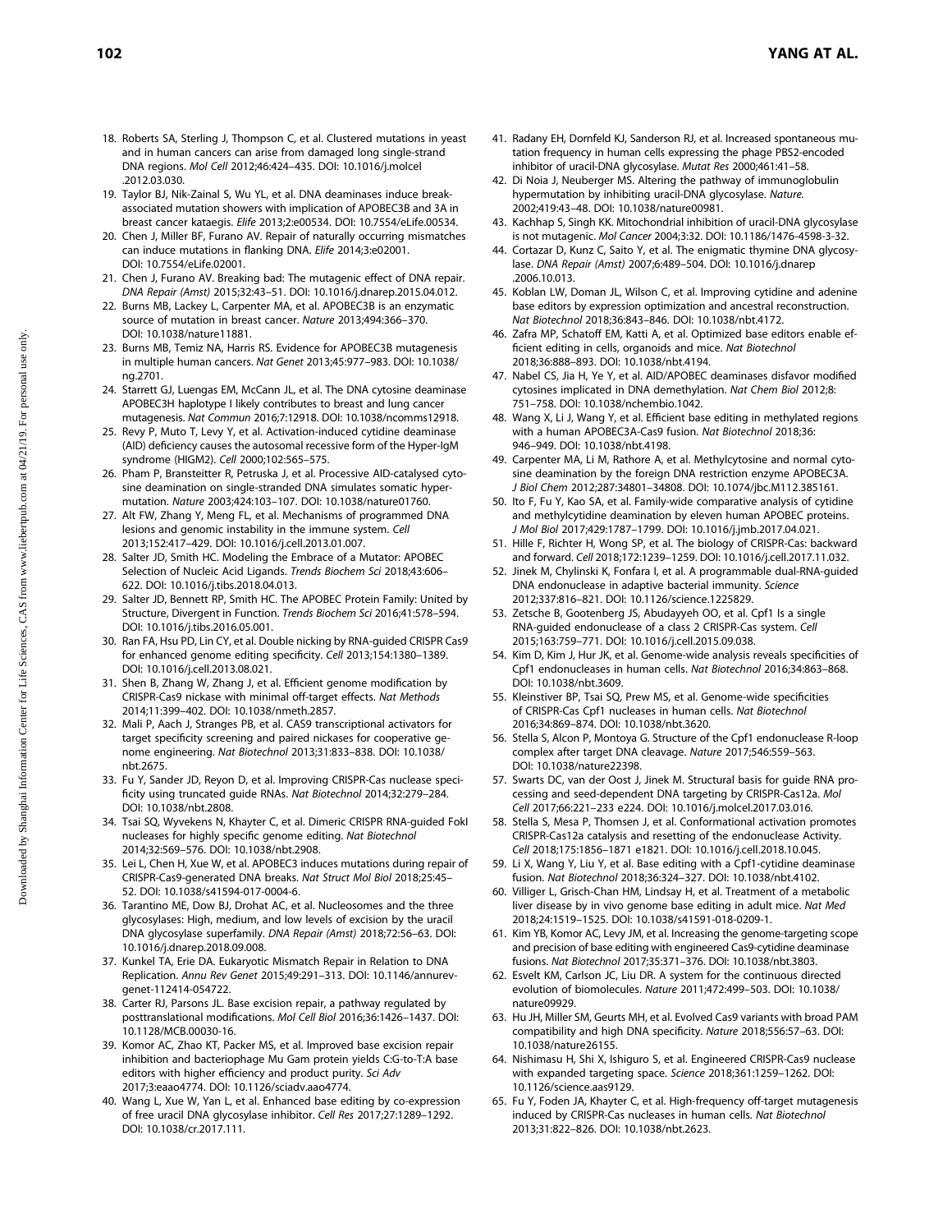18. Roberts SA, Sterling J, Thompson C, et al. Clustered mutations in yeast and in human cancers can arise from damaged long single-strand DNA regions. *Mol Cell* 2012;46:424–435. DOI: 10.1016/j.molcel.2012.03.030.
19. Taylor BJ, Nik-Zainal S, Wu YL, et al. DNA deaminases induce break-associated mutation showers with implication of APOBEC3B and 3A in breast cancer kataegis. *Elife* 2013;2:e00534. DOI: 10.7554/eLife.00534.
20. Chen J, Miller BF, Furano AV. Repair of naturally occurring mismatches can induce mutations in flanking DNA. *Elife* 2014;3:e02001. DOI: 10.7554/eLife.02001.
21. Chen J, Furano AV. Breaking bad: The mutagenic effect of DNA repair. *DNA Repair (Amst)* 2015;32:43–51. DOI: 10.1016/j.dnarep.2015.04.012.
22. Burns MB, Lackey L, Carpenter MA, et al. APOBEC3B is an enzymatic source of mutation in breast cancer. *Nature* 2013;494:366–370. DOI: 10.1038/nature11881.
23. Burns MB, Temiz NA, Harris RS. Evidence for APOBEC3B mutagenesis in multiple human cancers. *Nat Genet* 2013;45:977–983. DOI: 10.1038/ng.2701.
24. Starrett GJ, Luengas EM, McCann JL, et al. The DNA cytosine deaminase APOBEC3H haplotype I likely contributes to breast and lung cancer mutagenesis. *Nat Commun* 2016;7:12918. DOI: 10.1038/ncomms12918.
25. Revy P, Muto T, Levy Y, et al. Activation-induced cytidine deaminase (AID) deficiency causes the autosomal recessive form of the Hyper-IgM syndrome (HIGM2). *Cell* 2000;102:565–575.
26. Pham P, Bransteitter R, Petruska J, et al. Processive AID-catalysed cytosine deamination on single-stranded DNA simulates somatic hypermutation. *Nature* 2003;424:103–107. DOI: 10.1038/nature01760.
27. Alt FW, Zhang Y, Meng FL, et al. Mechanisms of programmed DNA lesions and genomic instability in the immune system. *Cell* 2013;152:417–429. DOI: 10.1016/j.cell.2013.01.007.
28. Salter JD, Smith HC. Modeling the Embrace of a Mutator: APOBEC Selection of Nucleic Acid Ligands. *Trends Biochem Sci* 2018;43:606–622. DOI: 10.1016/j.tibs.2018.04.013.
29. Salter JD, Bennett RP, Smith HC. The APOBEC Protein Family: United by Structure, Divergent in Function. *Trends Biochem Sci* 2016;41:578–594. DOI: 10.1016/j.tibs.2016.05.001.
30. Ran FA, Hsu PD, Lin CY, et al. Double nicking by RNA-guided CRISPR Cas9 for enhanced genome editing specificity. *Cell* 2013;154:1380–1389. DOI: 10.1016/j.cell.2013.08.021.
31. Shen B, Zhang W, Zhang J, et al. Efficient genome modification by CRISPR-Cas9 nickase with minimal off-target effects. *Nat Methods* 2014;11:399–402. DOI: 10.1038/nmeth.2857.
32. Mali P, Aach J, Stranges PB, et al. CAS9 transcriptional activators for target specificity screening and paired nickases for cooperative genome engineering. *Nat Biotechnol* 2013;31:833–838. DOI: 10.1038/nbt.2675.
33. Fu Y, Sander JD, Reyon D, et al. Improving CRISPR-Cas nuclease specificity using truncated guide RNAs. *Nat Biotechnol* 2014;32:279–284. DOI: 10.1038/nbt.2808.
34. Tsai SQ, Wyvekens N, Khayter C, et al. Dimeric CRISPR RNA-guided FokI nucleases for highly specific genome editing. *Nat Biotechnol* 2014;32:569–576. DOI: 10.1038/nbt.2908.
35. Lei L, Chen H, Xue W, et al. APOBEC3 induces mutations during repair of CRISPR-Cas9-generated DNA breaks. *Nat Struct Mol Biol* 2018;25:45–52. DOI: 10.1038/s41594-017-0004-6.
36. Tarantino ME, Dow BJ, Drohat AC, et al. Nucleosomes and the three glycosylases: High, medium, and low levels of excision by the uracil DNA glycosylase superfamily. *DNA Repair (Amst)* 2018;72:56–63. DOI: 10.1016/j.dnarep.2018.09.008.
37. Kunkel TA, Erie DA. Eukaryotic Mismatch Repair in Relation to DNA Replication. *Annu Rev Genet* 2015;49:291–313. DOI: 10.1146/annurev-genet-112414-054722.
38. Carter RJ, Parsons JL. Base excision repair, a pathway regulated by posttranslational modifications. *Mol Cell Biol* 2016;36:1426–1437. DOI: 10.1128/MCB.00030-16.
39. Komor AC, Zhao KT, Packer MS, et al. Improved base excision repair inhibition and bacteriophage Mu Gam protein yields C:G-to-T:A base editors with higher efficiency and product purity. *Sci Adv* 2017;3:eaao4774. DOI: 10.1126/sciadv.aao4774.
40. Wang L, Xue W, Yan L, et al. Enhanced base editing by co-expression of free uracil DNA glycosylase inhibitor. *Cell Res* 2017;27:1289–1292. DOI: 10.1038/cr.2017.111.
41. Radany EH, Dornfeld KJ, Sanderson RJ, et al. Increased spontaneous mutation frequency in human cells expressing the phage PBS2-encoded inhibitor of uracil-DNA glycosylase. *Mutat Res* 2000;461:41–58.
42. Di Noia J, Neuberger MS. Altering the pathway of immunoglobulin hypermutation by inhibiting uracil-DNA glycosylase. *Nature.* 2002;419:43–48. DOI: 10.1038/nature00981.
43. Kachhap S, Singh KK. Mitochondrial inhibition of uracil-DNA glycosylase is not mutagenic. *Mol Cancer* 2004;3:32. DOI: 10.1186/1476-4598-3-32.
44. Cortazar D, Kunz C, Saito Y, et al. The enigmatic thymine DNA glycosylase. *DNA Repair (Amst)* 2007;6:489–504. DOI: 10.1016/j.dnarep.2006.10.013.
45. Koblan LW, Doman JL, Wilson C, et al. Improving cytidine and adenine base editors by expression optimization and ancestral reconstruction. *Nat Biotechnol* 2018;36:843–846. DOI: 10.1038/nbt.4172.
46. Zafra MP, Schatoff EM, Katti A, et al. Optimized base editors enable efficient editing in cells, organoids and mice. *Nat Biotechnol* 2018;36:888–893. DOI: 10.1038/nbt.4194.
47. Nabel CS, Jia H, Ye Y, et al. AID/APOBEC deaminases disfavor modified cytosines implicated in DNA demethylation. *Nat Chem Biol* 2012;8:751–758. DOI: 10.1038/nchembio.1042.
48. Wang X, Li J, Wang Y, et al. Efficient base editing in methylated regions with a human APOBEC3A-Cas9 fusion. *Nat Biotechnol* 2018;36:946–949. DOI: 10.1038/nbt.4198.
49. Carpenter MA, Li M, Rathore A, et al. Methylcytosine and normal cytosine deamination by the foreign DNA restriction enzyme APOBEC3A. *J Biol Chem* 2012;287:34801–34808. DOI: 10.1074/jbc.M112.385161.
50. Ito F, Fu Y, Kao SA, et al. Family-wide comparative analysis of cytidine and methylcytidine deamination by eleven human APOBEC proteins. *J Mol Biol* 2017;429:1787–1799. DOI: 10.1016/j.jmb.2017.04.021.
51. Hille F, Richter H, Wong SP, et al. The biology of CRISPR-Cas: backward and forward. *Cell* 2018;172:1239–1259. DOI: 10.1016/j.cell.2017.11.032.
52. Jinek M, Chylinski K, Fonfara I, et al. A programmable dual-RNA-guided DNA endonuclease in adaptive bacterial immunity. *Science* 2012;337:816–821. DOI: 10.1126/science.1225829.
53. Zetsche B, Gootenberg JS, Abudayyeh OO, et al. Cpf1 Is a single RNA-guided endonuclease of a class 2 CRISPR-Cas system. *Cell* 2015;163:759–771. DOI: 10.1016/j.cell.2015.09.038.
54. Kim D, Kim J, Hur JK, et al. Genome-wide analysis reveals specificities of Cpf1 endonucleases in human cells. *Nat Biotechnol* 2016;34:863–868. DOI: 10.1038/nbt.3609.
55. Kleinstiver BP, Tsai SQ, Prew MS, et al. Genome-wide specificities of CRISPR-Cas Cpf1 nucleases in human cells. *Nat Biotechnol* 2016;34:869–874. DOI: 10.1038/nbt.3620.
56. Stella S, Alcon P, Montoya G. Structure of the Cpf1 endonuclease R-loop complex after target DNA cleavage. *Nature* 2017;546:559–563. DOI: 10.1038/nature22398.
57. Swarts DC, van der Oost J, Jinek M. Structural basis for guide RNA processing and seed-dependent DNA targeting by CRISPR-Cas12a. *Mol Cell* 2017;66:221–233 e224. DOI: 10.1016/j.molcel.2017.03.016.
58. Stella S, Mesa P, Thomsen J, et al. Conformational activation promotes CRISPR-Cas12a catalysis and resetting of the endonuclease Activity. *Cell* 2018;175:1856–1871 e1821. DOI: 10.1016/j.cell.2018.10.045.
59. Li X, Wang Y, Liu Y, et al. Base editing with a Cpf1-cytidine deaminase fusion. *Nat Biotechnol* 2018;36:324–327. DOI: 10.1038/nbt.4102.
60. Villiger L, Grisch-Chan HM, Lindsay H, et al. Treatment of a metabolic liver disease by in vivo genome base editing in adult mice. *Nat Med* 2018;24:1519–1525. DOI: 10.1038/s41591-018-0209-1.
61. Kim YB, Komor AC, Levy JM, et al. Increasing the genome-targeting scope and precision of base editing with engineered Cas9-cytidine deaminase fusions. *Nat Biotechnol* 2017;35:371–376. DOI: 10.1038/nbt.3803.
62. Esvelt KM, Carlson JC, Liu DR. A system for the continuous directed evolution of biomolecules. *Nature* 2011;472:499–503. DOI: 10.1038/nature09929.
63. Hu JH, Miller SM, Geurts MH, et al. Evolved Cas9 variants with broad PAM compatibility and high DNA specificity. *Nature* 2018;556:57–63. DOI: 10.1038/nature26155.
64. Nishimasu H, Shi X, Ishiguro S, et al. Engineered CRISPR-Cas9 nuclease with expanded targeting space. *Science* 2018;361:1259–1262. DOI: 10.1126/science.aas9129.
65. Fu Y, Foden JA, Khayter C, et al. High-frequency off-target mutagenesis induced by CRISPR-Cas nucleases in human cells. *Nat Biotechnol* 2013;31:822–826. DOI: 10.1038/nbt.2623.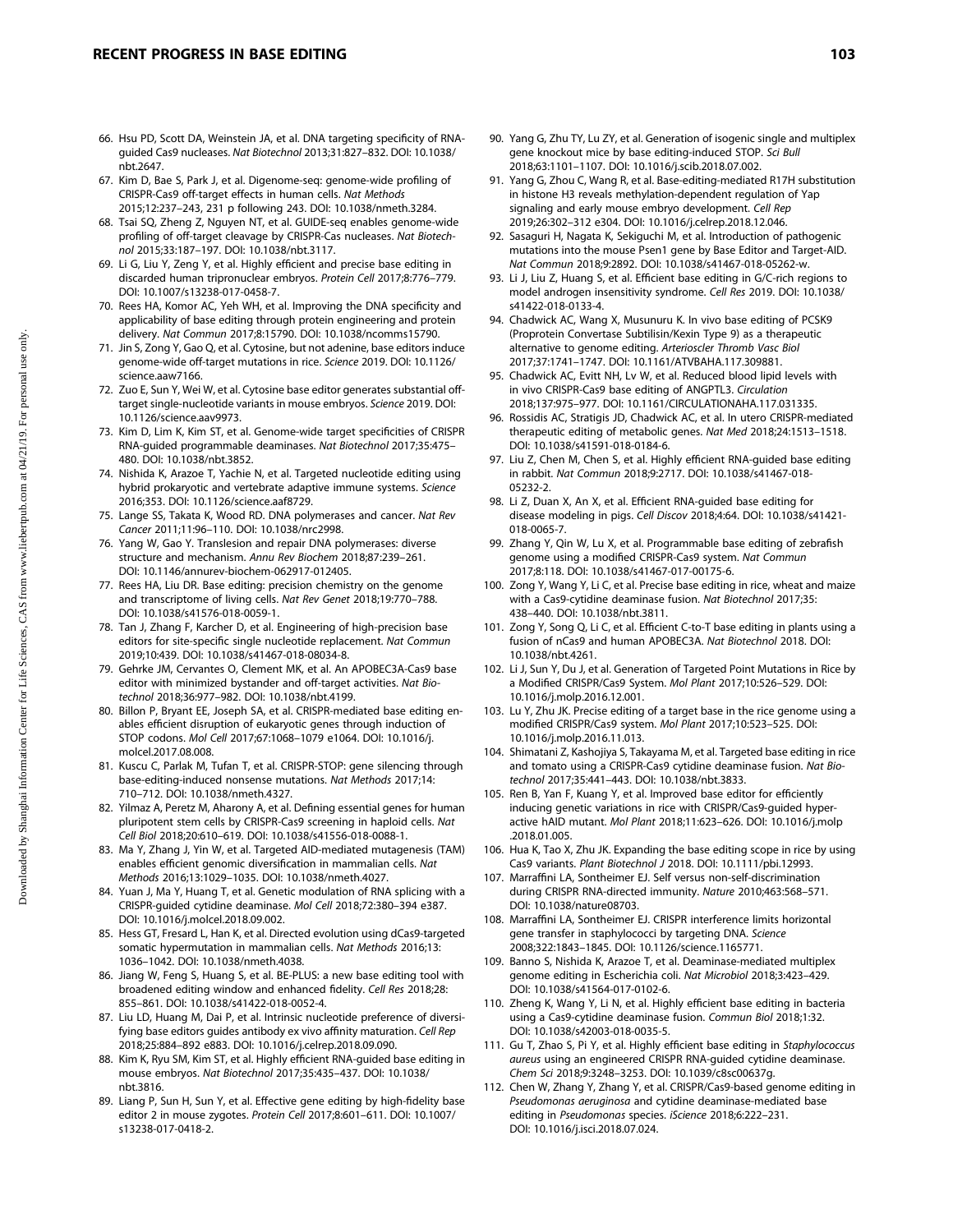66. Hsu PD, Scott DA, Weinstein JA, et al. DNA targeting specificity of RNA-guided Cas9 nucleases. *Nat Biotechnol* 2013;31:827–832. DOI: 10.1038/nbt.2647.
67. Kim D, Bae S, Park J, et al. Digenome-seq: genome-wide profiling of CRISPR-Cas9 off-target effects in human cells. *Nat Methods* 2015;12:237–243, 231 p following 243. DOI: 10.1038/nmeth.3284.
68. Tsai SQ, Zheng Z, Nguyen NT, et al. GUIDE-seq enables genome-wide profiling of off-target cleavage by CRISPR-Cas nucleases. *Nat Biotechnol* 2015;33:187–197. DOI: 10.1038/nbt.3117.
69. Li G, Liu Y, Zeng Y, et al. Highly efficient and precise base editing in discarded human tripronuclear embryos. *Protein Cell* 2017;8:776–779. DOI: 10.1007/s13238-017-0458-7.
70. Rees HA, Komor AC, Yeh WH, et al. Improving the DNA specificity and applicability of base editing through protein engineering and protein delivery. *Nat Commun* 2017;8:15790. DOI: 10.1038/ncomms15790.
71. Jin S, Zong Y, Gao Q, et al. Cytosine, but not adenine, base editors induce genome-wide off-target mutations in rice. *Science* 2019. DOI: 10.1126/science.aaw7166.
72. Zuo E, Sun Y, Wei W, et al. Cytosine base editor generates substantial off-target single-nucleotide variants in mouse embryos. *Science* 2019. DOI: 10.1126/science.aav9973.
73. Kim D, Lim K, Kim ST, et al. Genome-wide target specificities of CRISPR RNA-guided programmable deaminases. *Nat Biotechnol* 2017;35:475–480. DOI: 10.1038/nbt.3852.
74. Nishida K, Arazoe T, Yachie N, et al. Targeted nucleotide editing using hybrid prokaryotic and vertebrate adaptive immune systems. *Science* 2016;353. DOI: 10.1126/science.aaf8729.
75. Lange SS, Takata K, Wood RD. DNA polymerases and cancer. *Nat Rev Cancer* 2011;11:96–110. DOI: 10.1038/nrc2998.
76. Yang W, Gao Y. Translesion and repair DNA polymerases: diverse structure and mechanism. *Annu Rev Biochem* 2018;87:239–261. DOI: 10.1146/annurev-biochem-062917-012405.
77. Rees HA, Liu DR. Base editing: precision chemistry on the genome and transcriptome of living cells. *Nat Rev Genet* 2018;19:770–788. DOI: 10.1038/s41576-018-0059-1.
78. Tan J, Zhang F, Karcher D, et al. Engineering of high-precision base editors for site-specific single nucleotide replacement. *Nat Commun* 2019;10:439. DOI: 10.1038/s41467-018-08034-8.
79. Gehrke JM, Cervantes O, Clement MK, et al. An APOBEC3A-Cas9 base editor with minimized bystander and off-target activities. *Nat Biotechnol* 2018;36:977–982. DOI: 10.1038/nbt.4199.
80. Billon P, Bryant EE, Joseph SA, et al. CRISPR-mediated base editing enables efficient disruption of eukaryotic genes through induction of STOP codons. *Mol Cell* 2017;67:1068–1079 e1064. DOI: 10.1016/j.molcel.2017.08.008.
81. Kuscu C, Parlak M, Tufan T, et al. CRISPR-STOP: gene silencing through base-editing-induced nonsense mutations. *Nat Methods* 2017;14:710–712. DOI: 10.1038/nmeth.4327.
82. Yilmaz A, Peretz M, Aharony A, et al. Defining essential genes for human pluripotent stem cells by CRISPR-Cas9 screening in haploid cells. *Nat Cell Biol* 2018;20:610–619. DOI: 10.1038/s41556-018-0088-1.
83. Ma Y, Zhang J, Yin W, et al. Targeted AID-mediated mutagenesis (TAM) enables efficient genomic diversification in mammalian cells. *Nat Methods* 2016;13:1029–1035. DOI: 10.1038/nmeth.4027.
84. Yuan J, Ma Y, Huang T, et al. Genetic modulation of RNA splicing with a CRISPR-guided cytidine deaminase. *Mol Cell* 2018;72:380–394 e387. DOI: 10.1016/j.molcel.2018.09.002.
85. Hess GT, Fresard L, Han K, et al. Directed evolution using dCas9-targeted somatic hypermutation in mammalian cells. *Nat Methods* 2016;13:1036–1042. DOI: 10.1038/nmeth.4038.
86. Jiang W, Feng S, Huang S, et al. BE-PLUS: a new base editing tool with broadened editing window and enhanced fidelity. *Cell Res* 2018;28:855–861. DOI: 10.1038/s41422-018-0052-4.
87. Liu LD, Huang M, Dai P, et al. Intrinsic nucleotide preference of diversifying base editors guides antibody ex vivo affinity maturation. *Cell Rep* 2018;25:884–892 e883. DOI: 10.1016/j.celrep.2018.09.090.
88. Kim K, Ryu SM, Kim ST, et al. Highly efficient RNA-guided base editing in mouse embryos. *Nat Biotechnol* 2017;35:435–437. DOI: 10.1038/nbt.3816.
89. Liang P, Sun H, Sun Y, et al. Effective gene editing by high-fidelity base editor 2 in mouse zygotes. *Protein Cell* 2017;8:601–611. DOI: 10.1007/s13238-017-0418-2.
90. Yang G, Zhu TY, Lu ZY, et al. Generation of isogenic single and multiplex gene knockout mice by base editing-induced STOP. *Sci Bull* 2018;63:1101–1107. DOI: 10.1016/j.scib.2018.07.002.
91. Yang G, Zhou C, Wang R, et al. Base-editing-mediated R17H substitution in histone H3 reveals methylation-dependent regulation of Yap signaling and early mouse embryo development. *Cell Rep* 2019;26:302–312 e304. DOI: 10.1016/j.celrep.2018.12.046.
92. Sasaguri H, Nagata K, Sekiguchi M, et al. Introduction of pathogenic mutations into the mouse Psen1 gene by Base Editor and Target-AID. *Nat Commun* 2018;9:2892. DOI: 10.1038/s41467-018-05262-w.
93. Li J, Liu Z, Huang S, et al. Efficient base editing in G/C-rich regions to model androgen insensitivity syndrome. *Cell Res* 2019. DOI: 10.1038/s41422-018-0133-4.
94. Chadwick AC, Wang X, Musunuru K. In vivo base editing of PCSK9 (Proprotein Convertase Subtilisin/Kexin Type 9) as a therapeutic alternative to genome editing. *Arterioscler Thromb Vasc Biol* 2017;37:1741–1747. DOI: 10.1161/ATVBAHA.117.309881.
95. Chadwick AC, Evitt NH, Lv W, et al. Reduced blood lipid levels with in vivo CRISPR-Cas9 base editing of ANGPTL3. *Circulation* 2018;137:975–977. DOI: 10.1161/CIRCULATIONAHA.117.031335.
96. Rossidis AC, Stratigis JD, Chadwick AC, et al. In utero CRISPR-mediated therapeutic editing of metabolic genes. *Nat Med* 2018;24:1513–1518. DOI: 10.1038/s41591-018-0184-6.
97. Liu Z, Chen M, Chen S, et al. Highly efficient RNA-guided base editing in rabbit. *Nat Commun* 2018;9:2717. DOI: 10.1038/s41467-018-05232-2.
98. Li Z, Duan X, An X, et al. Efficient RNA-guided base editing for disease modeling in pigs. *Cell Discov* 2018;4:64. DOI: 10.1038/s41421-018-0065-7.
99. Zhang Y, Qin W, Lu X, et al. Programmable base editing of zebrafish genome using a modified CRISPR-Cas9 system. *Nat Commun* 2017;8:118. DOI: 10.1038/s41467-017-00175-6.
100. Zong Y, Wang Y, Li C, et al. Precise base editing in rice, wheat and maize with a Cas9-cytidine deaminase fusion. *Nat Biotechnol* 2017;35:438–440. DOI: 10.1038/nbt.3811.
101. Zong Y, Song Q, Li C, et al. Efficient C-to-T base editing in plants using a fusion of nCas9 and human APOBEC3A. *Nat Biotechnol* 2018. DOI: 10.1038/nbt.4261.
102. Li J, Sun Y, Du J, et al. Generation of Targeted Point Mutations in Rice by a Modified CRISPR/Cas9 System. *Mol Plant* 2017;10:526–529. DOI: 10.1016/j.molp.2016.12.001.
103. Lu Y, Zhu JK. Precise editing of a target base in the rice genome using a modified CRISPR/Cas9 system. *Mol Plant* 2017;10:523–525. DOI: 10.1016/j.molp.2016.11.013.
104. Shimatani Z, Kashojiya S, Takayama M, et al. Targeted base editing in rice and tomato using a CRISPR-Cas9 cytidine deaminase fusion. *Nat Biotechnol* 2017;35:441–443. DOI: 10.1038/nbt.3833.
105. Ren B, Yan F, Kuang Y, et al. Improved base editor for efficiently inducing genetic variations in rice with CRISPR/Cas9-guided hyperactive hAID mutant. *Mol Plant* 2018;11:623–626. DOI: 10.1016/j.molp.2018.01.005.
106. Hua K, Tao X, Zhu JK. Expanding the base editing scope in rice by using Cas9 variants. *Plant Biotechnol J* 2018. DOI: 10.1111/pbi.12993.
107. Marraffini LA, Sontheimer EJ. Self versus non-self-discrimination during CRISPR RNA-directed immunity. *Nature* 2010;463:568–571. DOI: 10.1038/nature08703.
108. Marraffini LA, Sontheimer EJ. CRISPR interference limits horizontal gene transfer in staphylococci by targeting DNA. *Science* 2008;322:1843–1845. DOI: 10.1126/science.1165771.
109. Banno S, Nishida K, Arazoe T, et al. Deaminase-mediated multiplex genome editing in Escherichia coli. *Nat Microbiol* 2018;3:423–429. DOI: 10.1038/s41564-017-0102-6.
110. Zheng K, Wang Y, Li N, et al. Highly efficient base editing in bacteria using a Cas9-cytidine deaminase fusion. *Commun Biol* 2018;1:32. DOI: 10.1038/s42003-018-0035-5.
111. Gu T, Zhao S, Pi Y, et al. Highly efficient base editing in *Staphylococcus aureus* using an engineered CRISPR RNA-guided cytidine deaminase. *Chem Sci* 2018;9:3248–3253. DOI: 10.1039/c8sc00637g.
112. Chen W, Zhang Y, Zhang Y, et al. CRISPR/Cas9-based genome editing in *Pseudomonas aeruginosa* and cytidine deaminase-mediated base editing in *Pseudomonas* species. *iScience* 2018;6:222–231. DOI: 10.1016/j.isci.2018.07.024.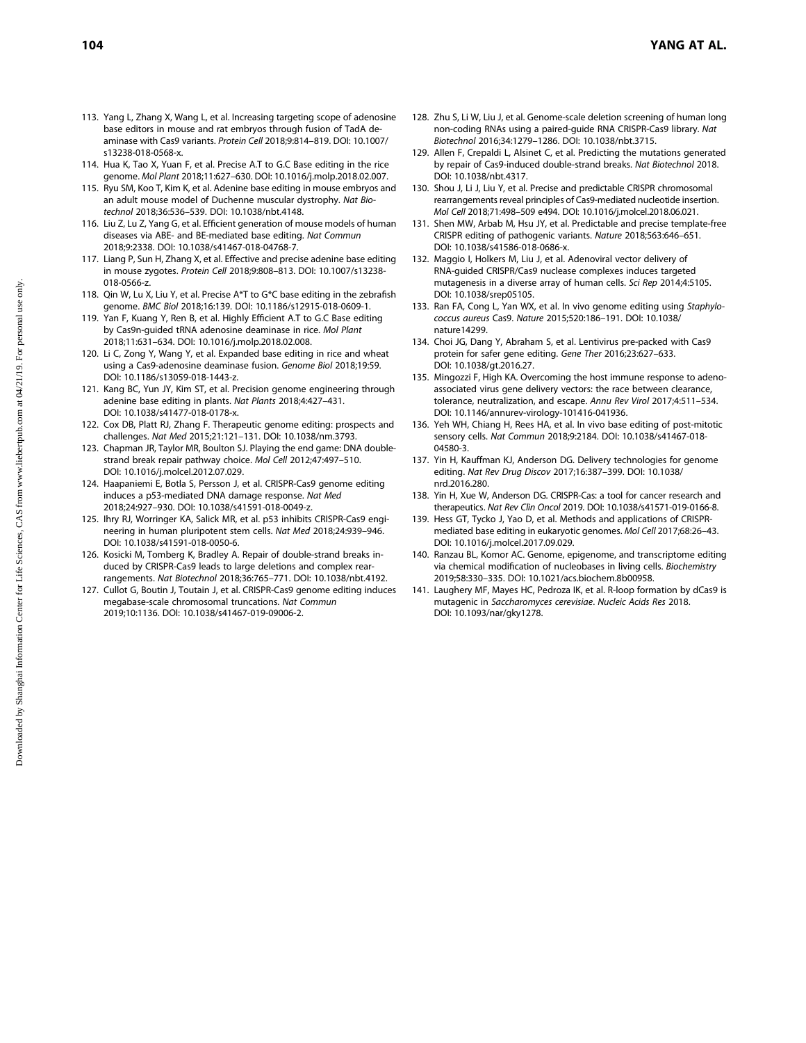113. Yang L, Zhang X, Wang L, et al. Increasing targeting scope of adenosine base editors in mouse and rat embryos through fusion of TadA deaminase with Cas9 variants. *Protein Cell* 2018;9:814–819. DOI: 10.1007/s13238-018-0568-x.
114. Hua K, Tao X, Yuan F, et al. Precise A.T to G.C Base editing in the rice genome. *Mol Plant* 2018;11:627–630. DOI: 10.1016/j.molp.2018.02.007.
115. Ryu SM, Koo T, Kim K, et al. Adenine base editing in mouse embryos and an adult mouse model of Duchenne muscular dystrophy. *Nat Biotechnol* 2018;36:536–539. DOI: 10.1038/nbt.4148.
116. Liu Z, Lu Z, Yang G, et al. Efficient generation of mouse models of human diseases via ABE- and BE-mediated base editing. *Nat Commun* 2018;9:2338. DOI: 10.1038/s41467-018-04768-7.
117. Liang P, Sun H, Zhang X, et al. Effective and precise adenine base editing in mouse zygotes. *Protein Cell* 2018;9:808–813. DOI: 10.1007/s13238-018-0566-z.
118. Qin W, Lu X, Liu Y, et al. Precise A*T to G*C base editing in the zebrafish genome. *BMC Biol* 2018;16:139. DOI: 10.1186/s12915-018-0609-1.
119. Yan F, Kuang Y, Ren B, et al. Highly Efficient A.T to G.C Base editing by Cas9n-guided tRNA adenosine deaminase in rice. *Mol Plant* 2018;11:631–634. DOI: 10.1016/j.molp.2018.02.008.
120. Li C, Zong Y, Wang Y, et al. Expanded base editing in rice and wheat using a Cas9-adenosine deaminase fusion. *Genome Biol* 2018;19:59. DOI: 10.1186/s13059-018-1443-z.
121. Kang BC, Yun JY, Kim ST, et al. Precision genome engineering through adenine base editing in plants. *Nat Plants* 2018;4:427–431. DOI: 10.1038/s41477-018-0178-x.
122. Cox DB, Platt RJ, Zhang F. Therapeutic genome editing: prospects and challenges. *Nat Med* 2015;21:121–131. DOI: 10.1038/nm.3793.
123. Chapman JR, Taylor MR, Boulton SJ. Playing the end game: DNA double-strand break repair pathway choice. *Mol Cell* 2012;47:497–510. DOI: 10.1016/j.molcel.2012.07.029.
124. Haapaniemi E, Botla S, Persson J, et al. CRISPR-Cas9 genome editing induces a p53-mediated DNA damage response. *Nat Med* 2018;24:927–930. DOI: 10.1038/s41591-018-0049-z.
125. Ihry RJ, Worringer KA, Salick MR, et al. p53 inhibits CRISPR-Cas9 engineering in human pluripotent stem cells. *Nat Med* 2018;24:939–946. DOI: 10.1038/s41591-018-0050-6.
126. Kosicki M, Tomberg K, Bradley A. Repair of double-strand breaks induced by CRISPR-Cas9 leads to large deletions and complex rearrangements. *Nat Biotechnol* 2018;36:765–771. DOI: 10.1038/nbt.4192.
127. Cullot G, Boutin J, Toutain J, et al. CRISPR-Cas9 genome editing induces megabase-scale chromosomal truncations. *Nat Commun* 2019;10:1136. DOI: 10.1038/s41467-019-09006-2.
128. Zhu S, Li W, Liu J, et al. Genome-scale deletion screening of human long non-coding RNAs using a paired-guide RNA CRISPR-Cas9 library. *Nat Biotechnol* 2016;34:1279–1286. DOI: 10.1038/nbt.3715.
129. Allen F, Crepaldi L, Alsinet C, et al. Predicting the mutations generated by repair of Cas9-induced double-strand breaks. *Nat Biotechnol* 2018. DOI: 10.1038/nbt.4317.
130. Shou J, Li J, Liu Y, et al. Precise and predictable CRISPR chromosomal rearrangements reveal principles of Cas9-mediated nucleotide insertion. *Mol Cell* 2018;71:498–509 e494. DOI: 10.1016/j.molcel.2018.06.021.
131. Shen MW, Arbab M, Hsu JY, et al. Predictable and precise template-free CRISPR editing of pathogenic variants. *Nature* 2018;563:646–651. DOI: 10.1038/s41586-018-0686-x.
132. Maggio I, Holkers M, Liu J, et al. Adenoviral vector delivery of RNA-guided CRISPR/Cas9 nuclease complexes induces targeted mutagenesis in a diverse array of human cells. *Sci Rep* 2014;4:5105. DOI: 10.1038/srep05105.
133. Ran FA, Cong L, Yan WX, et al. In vivo genome editing using *Staphylococcus aureus* Cas9. *Nature* 2015;520:186–191. DOI: 10.1038/nature14299.
134. Choi JG, Dang Y, Abraham S, et al. Lentivirus pre-packed with Cas9 protein for safer gene editing. *Gene Ther* 2016;23:627–633. DOI: 10.1038/gt.2016.27.
135. Mingozzi F, High KA. Overcoming the host immune response to adeno-associated virus gene delivery vectors: the race between clearance, tolerance, neutralization, and escape. *Annu Rev Virol* 2017;4:511–534. DOI: 10.1146/annurev-virology-101416-041936.
136. Yeh WH, Chiang H, Rees HA, et al. In vivo base editing of post-mitotic sensory cells. *Nat Commun* 2018;9:2184. DOI: 10.1038/s41467-018-04580-3.
137. Yin H, Kauffman KJ, Anderson DG. Delivery technologies for genome editing. *Nat Rev Drug Discov* 2017;16:387–399. DOI: 10.1038/nrd.2016.280.
138. Yin H, Xue W, Anderson DG. CRISPR-Cas: a tool for cancer research and therapeutics. *Nat Rev Clin Oncol* 2019. DOI: 10.1038/s41571-019-0166-8.
139. Hess GT, Tycko J, Yao D, et al. Methods and applications of CRISPR-mediated base editing in eukaryotic genomes. *Mol Cell* 2017;68:26–43. DOI: 10.1016/j.molcel.2017.09.029.
140. Ranzau BL, Komor AC. Genome, epigenome, and transcriptome editing via chemical modification of nucleobases in living cells. *Biochemistry* 2019;58:330–335. DOI: 10.1021/acs.biochem.8b00958.
141. Laughery MF, Mayes HC, Pedroza IK, et al. R-loop formation by dCas9 is mutagenic in *Saccharomyces cerevisiae*. *Nucleic Acids Res* 2018. DOI: 10.1093/nar/gky1278.